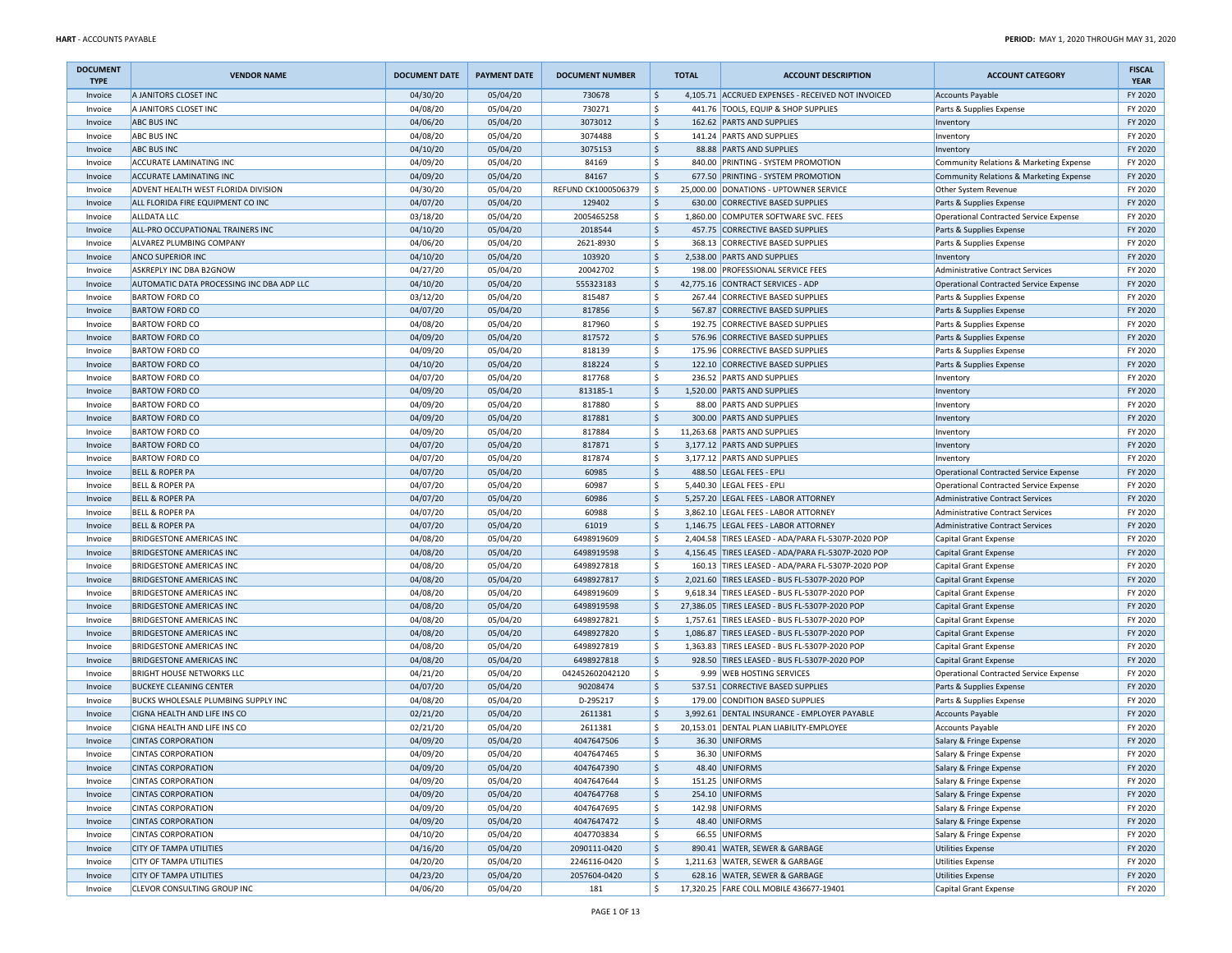| DOCUMENT TYPE | VENDOR NAME | DOCUMENT DATE | PAYMENT DATE | DOCUMENT NUMBER | TOTAL | ACCOUNT DESCRIPTION | ACCOUNT CATEGORY | FISCAL YEAR |
|---|---|---|---|---|---|---|---|---|
| Invoice | A JANITORS CLOSET INC | 04/30/20 | 05/04/20 | 730678 | $ 4,105.71 | ACCRUED EXPENSES - RECEIVED NOT INVOICED | Accounts Payable | FY 2020 |
| Invoice | A JANITORS CLOSET INC | 04/08/20 | 05/04/20 | 730271 | $ 441.76 | TOOLS, EQUIP & SHOP SUPPLIES | Parts & Supplies Expense | FY 2020 |
| Invoice | ABC BUS INC | 04/06/20 | 05/04/20 | 3073012 | $ 162.62 | PARTS AND SUPPLIES | Inventory | FY 2020 |
| Invoice | ABC BUS INC | 04/08/20 | 05/04/20 | 3074488 | $ 141.24 | PARTS AND SUPPLIES | Inventory | FY 2020 |
| Invoice | ABC BUS INC | 04/10/20 | 05/04/20 | 3075153 | $ 88.88 | PARTS AND SUPPLIES | Inventory | FY 2020 |
| Invoice | ACCURATE LAMINATING INC | 04/09/20 | 05/04/20 | 84169 | $ 840.00 | PRINTING - SYSTEM PROMOTION | Community Relations & Marketing Expense | FY 2020 |
| Invoice | ACCURATE LAMINATING INC | 04/09/20 | 05/04/20 | 84167 | $ 677.50 | PRINTING - SYSTEM PROMOTION | Community Relations & Marketing Expense | FY 2020 |
| Invoice | ADVENT HEALTH WEST FLORIDA DIVISION | 04/30/20 | 05/04/20 | REFUND CK1000506379 | $ 25,000.00 | DONATIONS - UPTOWNER SERVICE | Other System Revenue | FY 2020 |
| Invoice | ALL FLORIDA FIRE EQUIPMENT CO INC | 04/07/20 | 05/04/20 | 129402 | $ 630.00 | CORRECTIVE BASED SUPPLIES | Parts & Supplies Expense | FY 2020 |
| Invoice | ALLDATA LLC | 03/18/20 | 05/04/20 | 2005465258 | $ 1,860.00 | COMPUTER SOFTWARE SVC. FEES | Operational Contracted Service Expense | FY 2020 |
| Invoice | ALL-PRO OCCUPATIONAL TRAINERS INC | 04/10/20 | 05/04/20 | 2018544 | $ 457.75 | CORRECTIVE BASED SUPPLIES | Parts & Supplies Expense | FY 2020 |
| Invoice | ALVAREZ PLUMBING COMPANY | 04/06/20 | 05/04/20 | 2621-8930 | $ 368.13 | CORRECTIVE BASED SUPPLIES | Parts & Supplies Expense | FY 2020 |
| Invoice | ANCO SUPERIOR INC | 04/10/20 | 05/04/20 | 103920 | $ 2,538.00 | PARTS AND SUPPLIES | Inventory | FY 2020 |
| Invoice | ASKREPLY INC DBA B2GNOW | 04/27/20 | 05/04/20 | 20042702 | $ 198.00 | PROFESSIONAL SERVICE FEES | Administrative Contract Services | FY 2020 |
| Invoice | AUTOMATIC DATA PROCESSING INC DBA ADP LLC | 04/10/20 | 05/04/20 | 555323183 | $ 42,775.16 | CONTRACT SERVICES - ADP | Operational Contracted Service Expense | FY 2020 |
| Invoice | BARTOW FORD CO | 03/12/20 | 05/04/20 | 815487 | $ 267.44 | CORRECTIVE BASED SUPPLIES | Parts & Supplies Expense | FY 2020 |
| Invoice | BARTOW FORD CO | 04/07/20 | 05/04/20 | 817856 | $ 567.87 | CORRECTIVE BASED SUPPLIES | Parts & Supplies Expense | FY 2020 |
| Invoice | BARTOW FORD CO | 04/08/20 | 05/04/20 | 817960 | $ 192.75 | CORRECTIVE BASED SUPPLIES | Parts & Supplies Expense | FY 2020 |
| Invoice | BARTOW FORD CO | 04/09/20 | 05/04/20 | 817572 | $ 576.96 | CORRECTIVE BASED SUPPLIES | Parts & Supplies Expense | FY 2020 |
| Invoice | BARTOW FORD CO | 04/09/20 | 05/04/20 | 818139 | $ 175.96 | CORRECTIVE BASED SUPPLIES | Parts & Supplies Expense | FY 2020 |
| Invoice | BARTOW FORD CO | 04/10/20 | 05/04/20 | 818224 | $ 122.10 | CORRECTIVE BASED SUPPLIES | Parts & Supplies Expense | FY 2020 |
| Invoice | BARTOW FORD CO | 04/07/20 | 05/04/20 | 817768 | $ 236.52 | PARTS AND SUPPLIES | Inventory | FY 2020 |
| Invoice | BARTOW FORD CO | 04/09/20 | 05/04/20 | 813185-1 | $ 1,520.00 | PARTS AND SUPPLIES | Inventory | FY 2020 |
| Invoice | BARTOW FORD CO | 04/09/20 | 05/04/20 | 817880 | $ 88.00 | PARTS AND SUPPLIES | Inventory | FY 2020 |
| Invoice | BARTOW FORD CO | 04/09/20 | 05/04/20 | 817881 | $ 300.00 | PARTS AND SUPPLIES | Inventory | FY 2020 |
| Invoice | BARTOW FORD CO | 04/09/20 | 05/04/20 | 817884 | $ 11,263.68 | PARTS AND SUPPLIES | Inventory | FY 2020 |
| Invoice | BARTOW FORD CO | 04/07/20 | 05/04/20 | 817871 | $ 3,177.12 | PARTS AND SUPPLIES | Inventory | FY 2020 |
| Invoice | BARTOW FORD CO | 04/07/20 | 05/04/20 | 817874 | $ 3,177.12 | PARTS AND SUPPLIES | Inventory | FY 2020 |
| Invoice | BELL & ROPER PA | 04/07/20 | 05/04/20 | 60985 | $ 488.50 | LEGAL FEES - EPLI | Operational Contracted Service Expense | FY 2020 |
| Invoice | BELL & ROPER PA | 04/07/20 | 05/04/20 | 60987 | $ 5,440.30 | LEGAL FEES - EPLI | Operational Contracted Service Expense | FY 2020 |
| Invoice | BELL & ROPER PA | 04/07/20 | 05/04/20 | 60986 | $ 5,257.20 | LEGAL FEES - LABOR ATTORNEY | Administrative Contract Services | FY 2020 |
| Invoice | BELL & ROPER PA | 04/07/20 | 05/04/20 | 60988 | $ 3,862.10 | LEGAL FEES - LABOR ATTORNEY | Administrative Contract Services | FY 2020 |
| Invoice | BELL & ROPER PA | 04/07/20 | 05/04/20 | 61019 | $ 1,146.75 | LEGAL FEES - LABOR ATTORNEY | Administrative Contract Services | FY 2020 |
| Invoice | BRIDGESTONE AMERICAS INC | 04/08/20 | 05/04/20 | 6498919609 | $ 2,404.58 | TIRES LEASED - ADA/PARA FL-5307P-2020 POP | Capital Grant Expense | FY 2020 |
| Invoice | BRIDGESTONE AMERICAS INC | 04/08/20 | 05/04/20 | 6498919598 | $ 4,156.45 | TIRES LEASED - ADA/PARA FL-5307P-2020 POP | Capital Grant Expense | FY 2020 |
| Invoice | BRIDGESTONE AMERICAS INC | 04/08/20 | 05/04/20 | 6498927818 | $ 160.13 | TIRES LEASED - ADA/PARA FL-5307P-2020 POP | Capital Grant Expense | FY 2020 |
| Invoice | BRIDGESTONE AMERICAS INC | 04/08/20 | 05/04/20 | 6498927817 | $ 2,021.60 | TIRES LEASED - BUS FL-5307P-2020 POP | Capital Grant Expense | FY 2020 |
| Invoice | BRIDGESTONE AMERICAS INC | 04/08/20 | 05/04/20 | 6498919609 | $ 9,618.34 | TIRES LEASED - BUS FL-5307P-2020 POP | Capital Grant Expense | FY 2020 |
| Invoice | BRIDGESTONE AMERICAS INC | 04/08/20 | 05/04/20 | 6498919598 | $ 27,386.05 | TIRES LEASED - BUS FL-5307P-2020 POP | Capital Grant Expense | FY 2020 |
| Invoice | BRIDGESTONE AMERICAS INC | 04/08/20 | 05/04/20 | 6498927821 | $ 1,757.61 | TIRES LEASED - BUS FL-5307P-2020 POP | Capital Grant Expense | FY 2020 |
| Invoice | BRIDGESTONE AMERICAS INC | 04/08/20 | 05/04/20 | 6498927820 | $ 1,086.87 | TIRES LEASED - BUS FL-5307P-2020 POP | Capital Grant Expense | FY 2020 |
| Invoice | BRIDGESTONE AMERICAS INC | 04/08/20 | 05/04/20 | 6498927819 | $ 1,363.83 | TIRES LEASED - BUS FL-5307P-2020 POP | Capital Grant Expense | FY 2020 |
| Invoice | BRIDGESTONE AMERICAS INC | 04/08/20 | 05/04/20 | 6498927818 | $ 928.50 | TIRES LEASED - BUS FL-5307P-2020 POP | Capital Grant Expense | FY 2020 |
| Invoice | BRIGHT HOUSE NETWORKS LLC | 04/21/20 | 05/04/20 | 042452602042120 | $ 9.99 | WEB HOSTING SERVICES | Operational Contracted Service Expense | FY 2020 |
| Invoice | BUCKEYE CLEANING CENTER | 04/07/20 | 05/04/20 | 90208474 | $ 537.51 | CORRECTIVE BASED SUPPLIES | Parts & Supplies Expense | FY 2020 |
| Invoice | BUCKS WHOLESALE PLUMBING SUPPLY INC | 04/08/20 | 05/04/20 | D-295217 | $ 179.00 | CONDITION BASED SUPPLIES | Parts & Supplies Expense | FY 2020 |
| Invoice | CIGNA HEALTH AND LIFE INS CO | 02/21/20 | 05/04/20 | 2611381 | $ 3,992.61 | DENTAL INSURANCE - EMPLOYER PAYABLE | Accounts Payable | FY 2020 |
| Invoice | CIGNA HEALTH AND LIFE INS CO | 02/21/20 | 05/04/20 | 2611381 | $ 20,153.01 | DENTAL PLAN LIABILITY-EMPLOYEE | Accounts Payable | FY 2020 |
| Invoice | CINTAS CORPORATION | 04/09/20 | 05/04/20 | 4047647506 | $ 36.30 | UNIFORMS | Salary & Fringe Expense | FY 2020 |
| Invoice | CINTAS CORPORATION | 04/09/20 | 05/04/20 | 4047647465 | $ 36.30 | UNIFORMS | Salary & Fringe Expense | FY 2020 |
| Invoice | CINTAS CORPORATION | 04/09/20 | 05/04/20 | 4047647390 | $ 48.40 | UNIFORMS | Salary & Fringe Expense | FY 2020 |
| Invoice | CINTAS CORPORATION | 04/09/20 | 05/04/20 | 4047647644 | $ 151.25 | UNIFORMS | Salary & Fringe Expense | FY 2020 |
| Invoice | CINTAS CORPORATION | 04/09/20 | 05/04/20 | 4047647768 | $ 254.10 | UNIFORMS | Salary & Fringe Expense | FY 2020 |
| Invoice | CINTAS CORPORATION | 04/09/20 | 05/04/20 | 4047647695 | $ 142.98 | UNIFORMS | Salary & Fringe Expense | FY 2020 |
| Invoice | CINTAS CORPORATION | 04/09/20 | 05/04/20 | 4047647472 | $ 48.40 | UNIFORMS | Salary & Fringe Expense | FY 2020 |
| Invoice | CINTAS CORPORATION | 04/10/20 | 05/04/20 | 4047703834 | $ 66.55 | UNIFORMS | Salary & Fringe Expense | FY 2020 |
| Invoice | CITY OF TAMPA UTILITIES | 04/16/20 | 05/04/20 | 2090111-0420 | $ 890.41 | WATER, SEWER & GARBAGE | Utilities Expense | FY 2020 |
| Invoice | CITY OF TAMPA UTILITIES | 04/20/20 | 05/04/20 | 2246116-0420 | $ 1,211.63 | WATER, SEWER & GARBAGE | Utilities Expense | FY 2020 |
| Invoice | CITY OF TAMPA UTILITIES | 04/23/20 | 05/04/20 | 2057604-0420 | $ 628.16 | WATER, SEWER & GARBAGE | Utilities Expense | FY 2020 |
| Invoice | CLEVOR CONSULTING GROUP INC | 04/06/20 | 05/04/20 | 181 | $ 17,320.25 | FARE COLL MOBILE 436677-19401 | Capital Grant Expense | FY 2020 |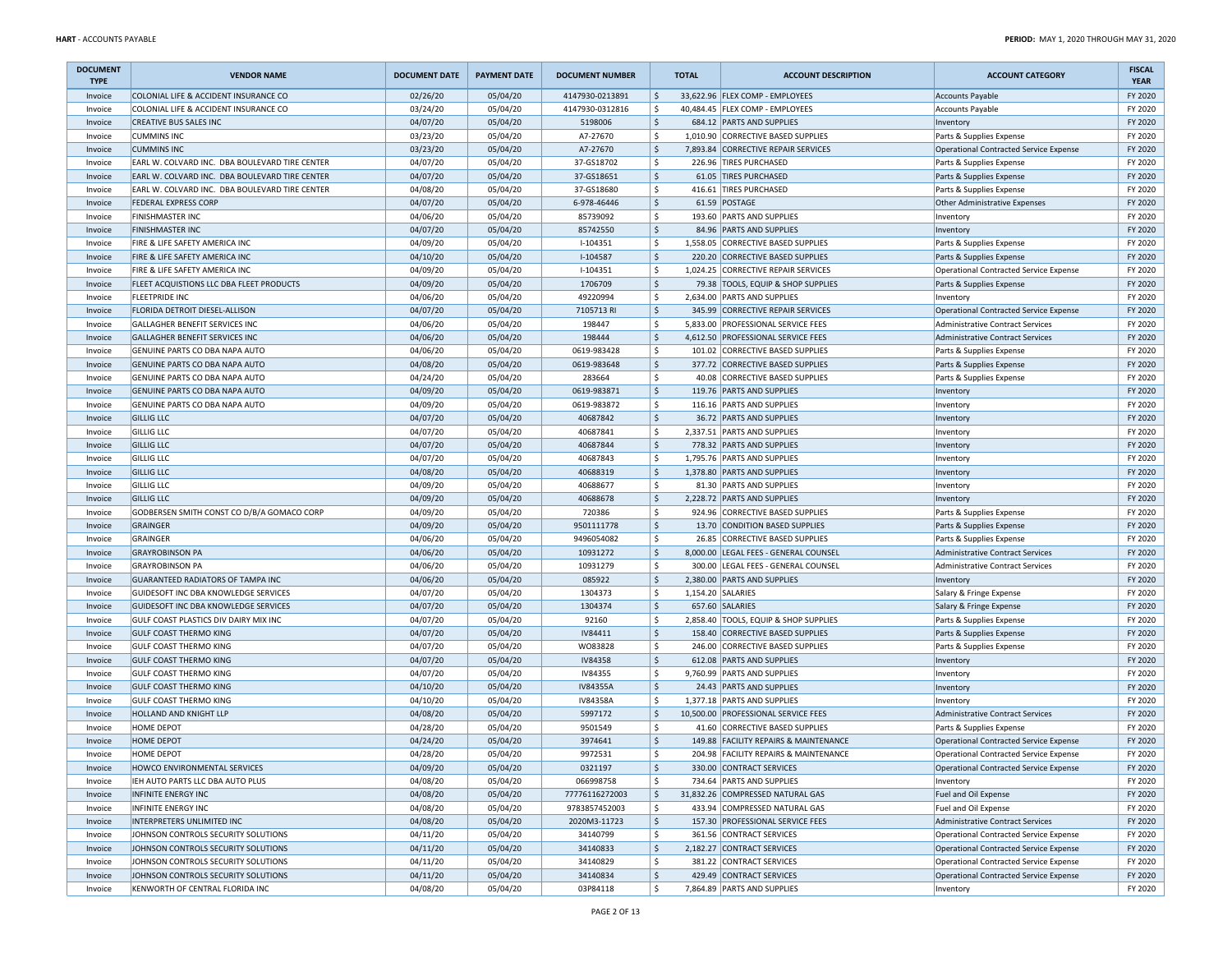| DOCUMENT TYPE | VENDOR NAME | DOCUMENT DATE | PAYMENT DATE | DOCUMENT NUMBER | TOTAL | ACCOUNT DESCRIPTION | ACCOUNT CATEGORY | FISCAL YEAR |
|---|---|---|---|---|---|---|---|---|
| Invoice | COLONIAL LIFE & ACCIDENT INSURANCE CO | 02/26/20 | 05/04/20 | 4147930-0213891 | $ 33,622.96 | FLEX COMP - EMPLOYEES | Accounts Payable | FY 2020 |
| Invoice | COLONIAL LIFE & ACCIDENT INSURANCE CO | 03/24/20 | 05/04/20 | 4147930-0312816 | $ 40,484.45 | FLEX COMP - EMPLOYEES | Accounts Payable | FY 2020 |
| Invoice | CREATIVE BUS SALES INC | 04/07/20 | 05/04/20 | 5198006 | $ 684.12 | PARTS AND SUPPLIES | Inventory | FY 2020 |
| Invoice | CUMMINS INC | 03/23/20 | 05/04/20 | A7-27670 | $ 1,010.90 | CORRECTIVE BASED SUPPLIES | Parts & Supplies Expense | FY 2020 |
| Invoice | CUMMINS INC | 03/23/20 | 05/04/20 | A7-27670 | $ 7,893.84 | CORRECTIVE REPAIR SERVICES | Operational Contracted Service Expense | FY 2020 |
| Invoice | EARL W. COLVARD INC. DBA BOULEVARD TIRE CENTER | 04/07/20 | 05/04/20 | 37-GS18702 | $ 226.96 | TIRES PURCHASED | Parts & Supplies Expense | FY 2020 |
| Invoice | EARL W. COLVARD INC. DBA BOULEVARD TIRE CENTER | 04/07/20 | 05/04/20 | 37-GS18651 | $ 61.05 | TIRES PURCHASED | Parts & Supplies Expense | FY 2020 |
| Invoice | EARL W. COLVARD INC. DBA BOULEVARD TIRE CENTER | 04/08/20 | 05/04/20 | 37-GS18680 | $ 416.61 | TIRES PURCHASED | Parts & Supplies Expense | FY 2020 |
| Invoice | FEDERAL EXPRESS CORP | 04/07/20 | 05/04/20 | 6-978-46446 | $ 61.59 | POSTAGE | Other Administrative Expenses | FY 2020 |
| Invoice | FINISHMASTER INC | 04/06/20 | 05/04/20 | 85739092 | $ 193.60 | PARTS AND SUPPLIES | Inventory | FY 2020 |
| Invoice | FINISHMASTER INC | 04/07/20 | 05/04/20 | 85742550 | $ 84.96 | PARTS AND SUPPLIES | Inventory | FY 2020 |
| Invoice | FIRE & LIFE SAFETY AMERICA INC | 04/09/20 | 05/04/20 | I-104351 | $ 1,558.05 | CORRECTIVE BASED SUPPLIES | Parts & Supplies Expense | FY 2020 |
| Invoice | FIRE & LIFE SAFETY AMERICA INC | 04/10/20 | 05/04/20 | I-104587 | $ 220.20 | CORRECTIVE BASED SUPPLIES | Parts & Supplies Expense | FY 2020 |
| Invoice | FIRE & LIFE SAFETY AMERICA INC | 04/09/20 | 05/04/20 | I-104351 | $ 1,024.25 | CORRECTIVE REPAIR SERVICES | Operational Contracted Service Expense | FY 2020 |
| Invoice | FLEET ACQUISTIONS LLC DBA FLEET PRODUCTS | 04/09/20 | 05/04/20 | 1706709 | $ 79.38 | TOOLS, EQUIP & SHOP SUPPLIES | Parts & Supplies Expense | FY 2020 |
| Invoice | FLEETPRIDE INC | 04/06/20 | 05/04/20 | 49220994 | $ 2,634.00 | PARTS AND SUPPLIES | Inventory | FY 2020 |
| Invoice | FLORIDA DETROIT DIESEL-ALLISON | 04/07/20 | 05/04/20 | 7105713 RI | $ 345.99 | CORRECTIVE REPAIR SERVICES | Operational Contracted Service Expense | FY 2020 |
| Invoice | GALLAGHER BENEFIT SERVICES INC | 04/06/20 | 05/04/20 | 198447 | $ 5,833.00 | PROFESSIONAL SERVICE FEES | Administrative Contract Services | FY 2020 |
| Invoice | GALLAGHER BENEFIT SERVICES INC | 04/06/20 | 05/04/20 | 198444 | $ 4,612.50 | PROFESSIONAL SERVICE FEES | Administrative Contract Services | FY 2020 |
| Invoice | GENUINE PARTS CO DBA NAPA AUTO | 04/06/20 | 05/04/20 | 0619-983428 | $ 101.02 | CORRECTIVE BASED SUPPLIES | Parts & Supplies Expense | FY 2020 |
| Invoice | GENUINE PARTS CO DBA NAPA AUTO | 04/08/20 | 05/04/20 | 0619-983648 | $ 377.72 | CORRECTIVE BASED SUPPLIES | Parts & Supplies Expense | FY 2020 |
| Invoice | GENUINE PARTS CO DBA NAPA AUTO | 04/24/20 | 05/04/20 | 283664 | $ 40.08 | CORRECTIVE BASED SUPPLIES | Parts & Supplies Expense | FY 2020 |
| Invoice | GENUINE PARTS CO DBA NAPA AUTO | 04/09/20 | 05/04/20 | 0619-983871 | $ 119.76 | PARTS AND SUPPLIES | Inventory | FY 2020 |
| Invoice | GENUINE PARTS CO DBA NAPA AUTO | 04/09/20 | 05/04/20 | 0619-983872 | $ 116.16 | PARTS AND SUPPLIES | Inventory | FY 2020 |
| Invoice | GILLIG LLC | 04/07/20 | 05/04/20 | 40687842 | $ 36.72 | PARTS AND SUPPLIES | Inventory | FY 2020 |
| Invoice | GILLIG LLC | 04/07/20 | 05/04/20 | 40687841 | $ 2,337.51 | PARTS AND SUPPLIES | Inventory | FY 2020 |
| Invoice | GILLIG LLC | 04/07/20 | 05/04/20 | 40687844 | $ 778.32 | PARTS AND SUPPLIES | Inventory | FY 2020 |
| Invoice | GILLIG LLC | 04/07/20 | 05/04/20 | 40687843 | $ 1,795.76 | PARTS AND SUPPLIES | Inventory | FY 2020 |
| Invoice | GILLIG LLC | 04/08/20 | 05/04/20 | 40688319 | $ 1,378.80 | PARTS AND SUPPLIES | Inventory | FY 2020 |
| Invoice | GILLIG LLC | 04/09/20 | 05/04/20 | 40688677 | $ 81.30 | PARTS AND SUPPLIES | Inventory | FY 2020 |
| Invoice | GILLIG LLC | 04/09/20 | 05/04/20 | 40688678 | $ 2,228.72 | PARTS AND SUPPLIES | Inventory | FY 2020 |
| Invoice | GODBERSEN SMITH CONST CO D/B/A GOMACO CORP | 04/09/20 | 05/04/20 | 720386 | $ 924.96 | CORRECTIVE BASED SUPPLIES | Parts & Supplies Expense | FY 2020 |
| Invoice | GRAINGER | 04/09/20 | 05/04/20 | 9501111778 | $ 13.70 | CONDITION BASED SUPPLIES | Parts & Supplies Expense | FY 2020 |
| Invoice | GRAINGER | 04/06/20 | 05/04/20 | 9496054082 | $ 26.85 | CORRECTIVE BASED SUPPLIES | Parts & Supplies Expense | FY 2020 |
| Invoice | GRAYROBINSON PA | 04/06/20 | 05/04/20 | 10931272 | $ 8,000.00 | LEGAL FEES - GENERAL COUNSEL | Administrative Contract Services | FY 2020 |
| Invoice | GRAYROBINSON PA | 04/06/20 | 05/04/20 | 10931279 | $ 300.00 | LEGAL FEES - GENERAL COUNSEL | Administrative Contract Services | FY 2020 |
| Invoice | GUARANTEED RADIATORS OF TAMPA INC | 04/06/20 | 05/04/20 | 085922 | $ 2,380.00 | PARTS AND SUPPLIES | Inventory | FY 2020 |
| Invoice | GUIDESOFT INC DBA KNOWLEDGE SERVICES | 04/07/20 | 05/04/20 | 1304373 | $ 1,154.20 | SALARIES | Salary & Fringe Expense | FY 2020 |
| Invoice | GUIDESOFT INC DBA KNOWLEDGE SERVICES | 04/07/20 | 05/04/20 | 1304374 | $ 657.60 | SALARIES | Salary & Fringe Expense | FY 2020 |
| Invoice | GULF COAST PLASTICS DIV DAIRY MIX INC | 04/07/20 | 05/04/20 | 92160 | $ 2,858.40 | TOOLS, EQUIP & SHOP SUPPLIES | Parts & Supplies Expense | FY 2020 |
| Invoice | GULF COAST THERMO KING | 04/07/20 | 05/04/20 | IV84411 | $ 158.40 | CORRECTIVE BASED SUPPLIES | Parts & Supplies Expense | FY 2020 |
| Invoice | GULF COAST THERMO KING | 04/07/20 | 05/04/20 | WO83828 | $ 246.00 | CORRECTIVE BASED SUPPLIES | Parts & Supplies Expense | FY 2020 |
| Invoice | GULF COAST THERMO KING | 04/07/20 | 05/04/20 | IV84358 | $ 612.08 | PARTS AND SUPPLIES | Inventory | FY 2020 |
| Invoice | GULF COAST THERMO KING | 04/07/20 | 05/04/20 | IV84355 | $ 9,760.99 | PARTS AND SUPPLIES | Inventory | FY 2020 |
| Invoice | GULF COAST THERMO KING | 04/10/20 | 05/04/20 | IV84355A | $ 24.43 | PARTS AND SUPPLIES | Inventory | FY 2020 |
| Invoice | GULF COAST THERMO KING | 04/10/20 | 05/04/20 | IV84358A | $ 1,377.18 | PARTS AND SUPPLIES | Inventory | FY 2020 |
| Invoice | HOLLAND AND KNIGHT LLP | 04/08/20 | 05/04/20 | 5997172 | $ 10,500.00 | PROFESSIONAL SERVICE FEES | Administrative Contract Services | FY 2020 |
| Invoice | HOME DEPOT | 04/28/20 | 05/04/20 | 9501549 | $ 41.60 | CORRECTIVE BASED SUPPLIES | Parts & Supplies Expense | FY 2020 |
| Invoice | HOME DEPOT | 04/24/20 | 05/04/20 | 3974641 | $ 149.88 | FACILITY REPAIRS & MAINTENANCE | Operational Contracted Service Expense | FY 2020 |
| Invoice | HOME DEPOT | 04/28/20 | 05/04/20 | 9972531 | $ 204.98 | FACILITY REPAIRS & MAINTENANCE | Operational Contracted Service Expense | FY 2020 |
| Invoice | HOWCO ENVIRONMENTAL SERVICES | 04/09/20 | 05/04/20 | 0321197 | $ 330.00 | CONTRACT SERVICES | Operational Contracted Service Expense | FY 2020 |
| Invoice | IEH AUTO PARTS LLC DBA AUTO PLUS | 04/08/20 | 05/04/20 | 066998758 | $ 734.64 | PARTS AND SUPPLIES | Inventory | FY 2020 |
| Invoice | INFINITE ENERGY INC | 04/08/20 | 05/04/20 | 77776116272003 | $ 31,832.26 | COMPRESSED NATURAL GAS | Fuel and Oil Expense | FY 2020 |
| Invoice | INFINITE ENERGY INC | 04/08/20 | 05/04/20 | 9783857452003 | $ 433.94 | COMPRESSED NATURAL GAS | Fuel and Oil Expense | FY 2020 |
| Invoice | INTERPRETERS UNLIMITED INC | 04/08/20 | 05/04/20 | 2020M3-11723 | $ 157.30 | PROFESSIONAL SERVICE FEES | Administrative Contract Services | FY 2020 |
| Invoice | JOHNSON CONTROLS SECURITY SOLUTIONS | 04/11/20 | 05/04/20 | 34140799 | $ 361.56 | CONTRACT SERVICES | Operational Contracted Service Expense | FY 2020 |
| Invoice | JOHNSON CONTROLS SECURITY SOLUTIONS | 04/11/20 | 05/04/20 | 34140833 | $ 2,182.27 | CONTRACT SERVICES | Operational Contracted Service Expense | FY 2020 |
| Invoice | JOHNSON CONTROLS SECURITY SOLUTIONS | 04/11/20 | 05/04/20 | 34140829 | $ 381.22 | CONTRACT SERVICES | Operational Contracted Service Expense | FY 2020 |
| Invoice | JOHNSON CONTROLS SECURITY SOLUTIONS | 04/11/20 | 05/04/20 | 34140834 | $ 429.49 | CONTRACT SERVICES | Operational Contracted Service Expense | FY 2020 |
| Invoice | KENWORTH OF CENTRAL FLORIDA INC | 04/08/20 | 05/04/20 | 03P84118 | $ 7,864.89 | PARTS AND SUPPLIES | Inventory | FY 2020 |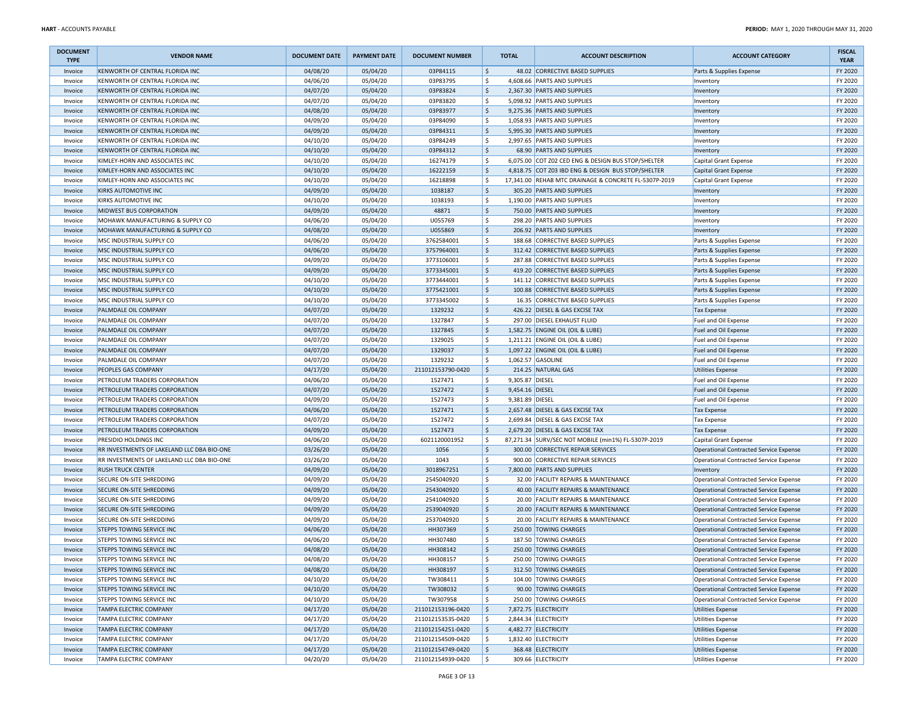| DOCUMENT TYPE | VENDOR NAME | DOCUMENT DATE | PAYMENT DATE | DOCUMENT NUMBER | TOTAL | ACCOUNT DESCRIPTION | ACCOUNT CATEGORY | FISCAL YEAR |
|---|---|---|---|---|---|---|---|---|
| Invoice | KENWORTH OF CENTRAL FLORIDA INC | 04/08/20 | 05/04/20 | 03P84115 | $ 48.02 | CORRECTIVE BASED SUPPLIES | Parts & Supplies Expense | FY 2020 |
| Invoice | KENWORTH OF CENTRAL FLORIDA INC | 04/06/20 | 05/04/20 | 03P83795 | $ 4,608.66 | PARTS AND SUPPLIES | Inventory | FY 2020 |
| Invoice | KENWORTH OF CENTRAL FLORIDA INC | 04/07/20 | 05/04/20 | 03P83824 | $ 2,367.30 | PARTS AND SUPPLIES | Inventory | FY 2020 |
| Invoice | KENWORTH OF CENTRAL FLORIDA INC | 04/07/20 | 05/04/20 | 03P83820 | $ 5,098.92 | PARTS AND SUPPLIES | Inventory | FY 2020 |
| Invoice | KENWORTH OF CENTRAL FLORIDA INC | 04/08/20 | 05/04/20 | 03P83977 | $ 9,275.36 | PARTS AND SUPPLIES | Inventory | FY 2020 |
| Invoice | KENWORTH OF CENTRAL FLORIDA INC | 04/09/20 | 05/04/20 | 03P84090 | $ 1,058.93 | PARTS AND SUPPLIES | Inventory | FY 2020 |
| Invoice | KENWORTH OF CENTRAL FLORIDA INC | 04/09/20 | 05/04/20 | 03P84311 | $ 5,995.30 | PARTS AND SUPPLIES | Inventory | FY 2020 |
| Invoice | KENWORTH OF CENTRAL FLORIDA INC | 04/10/20 | 05/04/20 | 03P84249 | $ 2,997.65 | PARTS AND SUPPLIES | Inventory | FY 2020 |
| Invoice | KENWORTH OF CENTRAL FLORIDA INC | 04/10/20 | 05/04/20 | 03P84312 | $ 68.90 | PARTS AND SUPPLIES | Inventory | FY 2020 |
| Invoice | KIMLEY-HORN AND ASSOCIATES INC | 04/10/20 | 05/04/20 | 16274179 | $ 6,075.00 | COT Z02 CED ENG & DESIGN BUS STOP/SHELTER | Capital Grant Expense | FY 2020 |
| Invoice | KIMLEY-HORN AND ASSOCIATES INC | 04/10/20 | 05/04/20 | 16222159 | $ 4,818.75 | COT Z03 IBD ENG & DESIGN BUS STOP/SHELTER | Capital Grant Expense | FY 2020 |
| Invoice | KIMLEY-HORN AND ASSOCIATES INC | 04/10/20 | 05/04/20 | 16218898 | $ 17,341.00 | REHAB MTC DRAINAGE & CONCRETE FL-5307P-2019 | Capital Grant Expense | FY 2020 |
| Invoice | KIRKS AUTOMOTIVE INC | 04/09/20 | 05/04/20 | 1038187 | $ 305.20 | PARTS AND SUPPLIES | Inventory | FY 2020 |
| Invoice | KIRKS AUTOMOTIVE INC | 04/10/20 | 05/04/20 | 1038193 | $ 1,190.00 | PARTS AND SUPPLIES | Inventory | FY 2020 |
| Invoice | MIDWEST BUS CORPORATION | 04/09/20 | 05/04/20 | 48871 | $ 750.00 | PARTS AND SUPPLIES | Inventory | FY 2020 |
| Invoice | MOHAWK MANUFACTURING & SUPPLY CO | 04/06/20 | 05/04/20 | U055769 | $ 298.20 | PARTS AND SUPPLIES | Inventory | FY 2020 |
| Invoice | MOHAWK MANUFACTURING & SUPPLY CO | 04/08/20 | 05/04/20 | U055869 | $ 206.92 | PARTS AND SUPPLIES | Inventory | FY 2020 |
| Invoice | MSC INDUSTRIAL SUPPLY CO | 04/06/20 | 05/04/20 | 3762584001 | $ 188.68 | CORRECTIVE BASED SUPPLIES | Parts & Supplies Expense | FY 2020 |
| Invoice | MSC INDUSTRIAL SUPPLY CO | 04/06/20 | 05/04/20 | 3757964001 | $ 312.42 | CORRECTIVE BASED SUPPLIES | Parts & Supplies Expense | FY 2020 |
| Invoice | MSC INDUSTRIAL SUPPLY CO | 04/09/20 | 05/04/20 | 3773106001 | $ 287.88 | CORRECTIVE BASED SUPPLIES | Parts & Supplies Expense | FY 2020 |
| Invoice | MSC INDUSTRIAL SUPPLY CO | 04/09/20 | 05/04/20 | 3773345001 | $ 419.20 | CORRECTIVE BASED SUPPLIES | Parts & Supplies Expense | FY 2020 |
| Invoice | MSC INDUSTRIAL SUPPLY CO | 04/10/20 | 05/04/20 | 3773444001 | $ 141.12 | CORRECTIVE BASED SUPPLIES | Parts & Supplies Expense | FY 2020 |
| Invoice | MSC INDUSTRIAL SUPPLY CO | 04/10/20 | 05/04/20 | 3775421001 | $ 100.88 | CORRECTIVE BASED SUPPLIES | Parts & Supplies Expense | FY 2020 |
| Invoice | MSC INDUSTRIAL SUPPLY CO | 04/10/20 | 05/04/20 | 3773345002 | $ 16.35 | CORRECTIVE BASED SUPPLIES | Parts & Supplies Expense | FY 2020 |
| Invoice | PALMDALE OIL COMPANY | 04/07/20 | 05/04/20 | 1329232 | $ 426.22 | DIESEL & GAS EXCISE TAX | Tax Expense | FY 2020 |
| Invoice | PALMDALE OIL COMPANY | 04/07/20 | 05/04/20 | 1327847 | $ 297.00 | DIESEL EXHAUST FLUID | Fuel and Oil Expense | FY 2020 |
| Invoice | PALMDALE OIL COMPANY | 04/07/20 | 05/04/20 | 1327845 | $ 1,582.75 | ENGINE OIL (OIL & LUBE) | Fuel and Oil Expense | FY 2020 |
| Invoice | PALMDALE OIL COMPANY | 04/07/20 | 05/04/20 | 1329025 | $ 1,211.21 | ENGINE OIL (OIL & LUBE) | Fuel and Oil Expense | FY 2020 |
| Invoice | PALMDALE OIL COMPANY | 04/07/20 | 05/04/20 | 1329037 | $ 1,097.22 | ENGINE OIL (OIL & LUBE) | Fuel and Oil Expense | FY 2020 |
| Invoice | PALMDALE OIL COMPANY | 04/07/20 | 05/04/20 | 1329232 | $ 1,062.57 | GASOLINE | Fuel and Oil Expense | FY 2020 |
| Invoice | PEOPLES GAS COMPANY | 04/17/20 | 05/04/20 | 211012153790-0420 | $ 214.25 | NATURAL GAS | Utilities Expense | FY 2020 |
| Invoice | PETROLEUM TRADERS CORPORATION | 04/06/20 | 05/04/20 | 1527471 | $ 9,305.87 | DIESEL | Fuel and Oil Expense | FY 2020 |
| Invoice | PETROLEUM TRADERS CORPORATION | 04/07/20 | 05/04/20 | 1527472 | $ 9,454.16 | DIESEL | Fuel and Oil Expense | FY 2020 |
| Invoice | PETROLEUM TRADERS CORPORATION | 04/09/20 | 05/04/20 | 1527473 | $ 9,381.89 | DIESEL | Fuel and Oil Expense | FY 2020 |
| Invoice | PETROLEUM TRADERS CORPORATION | 04/06/20 | 05/04/20 | 1527471 | $ 2,657.48 | DIESEL & GAS EXCISE TAX | Tax Expense | FY 2020 |
| Invoice | PETROLEUM TRADERS CORPORATION | 04/07/20 | 05/04/20 | 1527472 | $ 2,699.84 | DIESEL & GAS EXCISE TAX | Tax Expense | FY 2020 |
| Invoice | PETROLEUM TRADERS CORPORATION | 04/09/20 | 05/04/20 | 1527473 | $ 2,679.20 | DIESEL & GAS EXCISE TAX | Tax Expense | FY 2020 |
| Invoice | PRESIDIO HOLDINGS INC | 04/06/20 | 05/04/20 | 6021120001952 | $ 87,271.34 | SURV/SEC NOT MOBILE (min1%) FL-5307P-2019 | Capital Grant Expense | FY 2020 |
| Invoice | RR INVESTMENTS OF LAKELAND LLC DBA BIO-ONE | 03/26/20 | 05/04/20 | 1056 | $ 300.00 | CORRECTIVE REPAIR SERVICES | Operational Contracted Service Expense | FY 2020 |
| Invoice | RR INVESTMENTS OF LAKELAND LLC DBA BIO-ONE | 03/26/20 | 05/04/20 | 1043 | $ 900.00 | CORRECTIVE REPAIR SERVICES | Operational Contracted Service Expense | FY 2020 |
| Invoice | RUSH TRUCK CENTER | 04/09/20 | 05/04/20 | 3018967251 | $ 7,800.00 | PARTS AND SUPPLIES | Inventory | FY 2020 |
| Invoice | SECURE ON-SITE SHREDDING | 04/09/20 | 05/04/20 | 2545040920 | $ 32.00 | FACILITY REPAIRS & MAINTENANCE | Operational Contracted Service Expense | FY 2020 |
| Invoice | SECURE ON-SITE SHREDDING | 04/09/20 | 05/04/20 | 2543040920 | $ 40.00 | FACILITY REPAIRS & MAINTENANCE | Operational Contracted Service Expense | FY 2020 |
| Invoice | SECURE ON-SITE SHREDDING | 04/09/20 | 05/04/20 | 2541040920 | $ 20.00 | FACILITY REPAIRS & MAINTENANCE | Operational Contracted Service Expense | FY 2020 |
| Invoice | SECURE ON-SITE SHREDDING | 04/09/20 | 05/04/20 | 2539040920 | $ 20.00 | FACILITY REPAIRS & MAINTENANCE | Operational Contracted Service Expense | FY 2020 |
| Invoice | SECURE ON-SITE SHREDDING | 04/09/20 | 05/04/20 | 2537040920 | $ 20.00 | FACILITY REPAIRS & MAINTENANCE | Operational Contracted Service Expense | FY 2020 |
| Invoice | STEPPS TOWING SERVICE INC | 04/06/20 | 05/04/20 | HH307369 | $ 250.00 | TOWING CHARGES | Operational Contracted Service Expense | FY 2020 |
| Invoice | STEPPS TOWING SERVICE INC | 04/06/20 | 05/04/20 | HH307480 | $ 187.50 | TOWING CHARGES | Operational Contracted Service Expense | FY 2020 |
| Invoice | STEPPS TOWING SERVICE INC | 04/08/20 | 05/04/20 | HH308142 | $ 250.00 | TOWING CHARGES | Operational Contracted Service Expense | FY 2020 |
| Invoice | STEPPS TOWING SERVICE INC | 04/08/20 | 05/04/20 | HH308157 | $ 250.00 | TOWING CHARGES | Operational Contracted Service Expense | FY 2020 |
| Invoice | STEPPS TOWING SERVICE INC | 04/08/20 | 05/04/20 | HH308197 | $ 312.50 | TOWING CHARGES | Operational Contracted Service Expense | FY 2020 |
| Invoice | STEPPS TOWING SERVICE INC | 04/10/20 | 05/04/20 | TW308411 | $ 104.00 | TOWING CHARGES | Operational Contracted Service Expense | FY 2020 |
| Invoice | STEPPS TOWING SERVICE INC | 04/10/20 | 05/04/20 | TW308032 | $ 90.00 | TOWING CHARGES | Operational Contracted Service Expense | FY 2020 |
| Invoice | STEPPS TOWING SERVICE INC | 04/10/20 | 05/04/20 | TW307958 | $ 250.00 | TOWING CHARGES | Operational Contracted Service Expense | FY 2020 |
| Invoice | TAMPA ELECTRIC COMPANY | 04/17/20 | 05/04/20 | 211012153196-0420 | $ 7,872.75 | ELECTRICITY | Utilities Expense | FY 2020 |
| Invoice | TAMPA ELECTRIC COMPANY | 04/17/20 | 05/04/20 | 211012153535-0420 | $ 2,844.34 | ELECTRICITY | Utilities Expense | FY 2020 |
| Invoice | TAMPA ELECTRIC COMPANY | 04/17/20 | 05/04/20 | 211012154251-0420 | $ 4,482.77 | ELECTRICITY | Utilities Expense | FY 2020 |
| Invoice | TAMPA ELECTRIC COMPANY | 04/17/20 | 05/04/20 | 211012154509-0420 | $ 1,832.40 | ELECTRICITY | Utilities Expense | FY 2020 |
| Invoice | TAMPA ELECTRIC COMPANY | 04/17/20 | 05/04/20 | 211012154749-0420 | $ 368.48 | ELECTRICITY | Utilities Expense | FY 2020 |
| Invoice | TAMPA ELECTRIC COMPANY | 04/20/20 | 05/04/20 | 211012154939-0420 | $ 309.66 | ELECTRICITY | Utilities Expense | FY 2020 |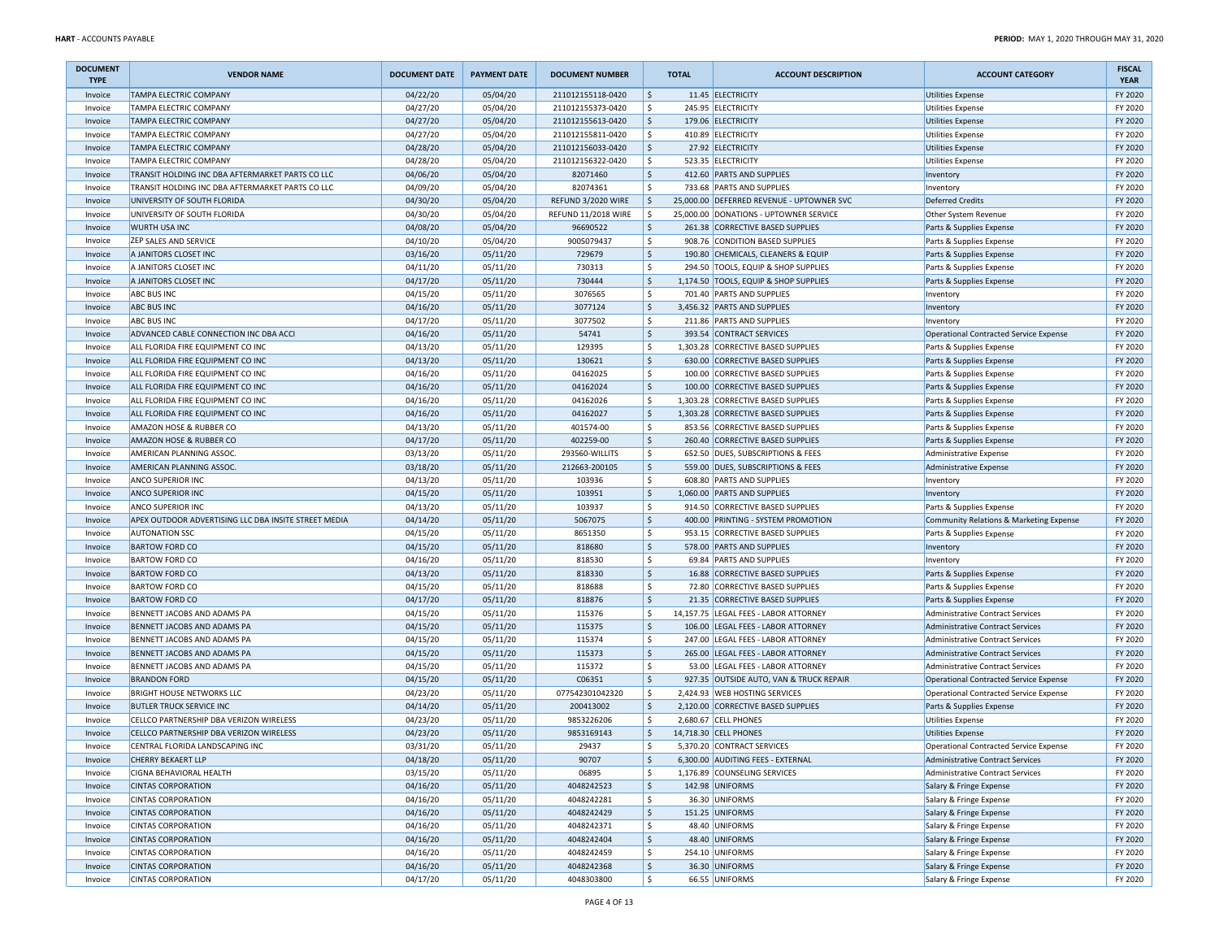| DOCUMENT TYPE | VENDOR NAME | DOCUMENT DATE | PAYMENT DATE | DOCUMENT NUMBER | TOTAL | ACCOUNT DESCRIPTION | ACCOUNT CATEGORY | FISCAL YEAR |
|---|---|---|---|---|---|---|---|---|
| Invoice | TAMPA ELECTRIC COMPANY | 04/22/20 | 05/04/20 | 211012155118-0420 | $ 11.45 | ELECTRICITY | Utilities Expense | FY 2020 |
| Invoice | TAMPA ELECTRIC COMPANY | 04/27/20 | 05/04/20 | 211012155373-0420 | $ 245.95 | ELECTRICITY | Utilities Expense | FY 2020 |
| Invoice | TAMPA ELECTRIC COMPANY | 04/27/20 | 05/04/20 | 211012155613-0420 | $ 179.06 | ELECTRICITY | Utilities Expense | FY 2020 |
| Invoice | TAMPA ELECTRIC COMPANY | 04/27/20 | 05/04/20 | 211012155811-0420 | $ 410.89 | ELECTRICITY | Utilities Expense | FY 2020 |
| Invoice | TAMPA ELECTRIC COMPANY | 04/28/20 | 05/04/20 | 211012156033-0420 | $ 27.92 | ELECTRICITY | Utilities Expense | FY 2020 |
| Invoice | TAMPA ELECTRIC COMPANY | 04/28/20 | 05/04/20 | 211012156322-0420 | $ 523.35 | ELECTRICITY | Utilities Expense | FY 2020 |
| Invoice | TRANSIT HOLDING INC DBA AFTERMARKET PARTS CO LLC | 04/06/20 | 05/04/20 | 82071460 | $ 412.60 | PARTS AND SUPPLIES | Inventory | FY 2020 |
| Invoice | TRANSIT HOLDING INC DBA AFTERMARKET PARTS CO LLC | 04/09/20 | 05/04/20 | 82074361 | $ 733.68 | PARTS AND SUPPLIES | Inventory | FY 2020 |
| Invoice | UNIVERSITY OF SOUTH FLORIDA | 04/30/20 | 05/04/20 | REFUND 3/2020 WIRE | $ 25,000.00 | DEFERRED REVENUE - UPTOWNER SVC | Deferred Credits | FY 2020 |
| Invoice | UNIVERSITY OF SOUTH FLORIDA | 04/30/20 | 05/04/20 | REFUND 11/2018 WIRE | $ 25,000.00 | DONATIONS - UPTOWNER SERVICE | Other System Revenue | FY 2020 |
| Invoice | WURTH USA INC | 04/08/20 | 05/04/20 | 96690522 | $ 261.38 | CORRECTIVE BASED SUPPLIES | Parts & Supplies Expense | FY 2020 |
| Invoice | ZEP SALES AND SERVICE | 04/10/20 | 05/04/20 | 9005079437 | $ 908.76 | CONDITION BASED SUPPLIES | Parts & Supplies Expense | FY 2020 |
| Invoice | A JANITORS CLOSET INC | 03/16/20 | 05/11/20 | 729679 | $ 190.80 | CHEMICALS, CLEANERS & EQUIP | Parts & Supplies Expense | FY 2020 |
| Invoice | A JANITORS CLOSET INC | 04/11/20 | 05/11/20 | 730313 | $ 294.50 | TOOLS, EQUIP & SHOP SUPPLIES | Parts & Supplies Expense | FY 2020 |
| Invoice | A JANITORS CLOSET INC | 04/17/20 | 05/11/20 | 730444 | $ 1,174.50 | TOOLS, EQUIP & SHOP SUPPLIES | Parts & Supplies Expense | FY 2020 |
| Invoice | ABC BUS INC | 04/15/20 | 05/11/20 | 3076565 | $ 701.40 | PARTS AND SUPPLIES | Inventory | FY 2020 |
| Invoice | ABC BUS INC | 04/16/20 | 05/11/20 | 3077124 | $ 3,456.32 | PARTS AND SUPPLIES | Inventory | FY 2020 |
| Invoice | ABC BUS INC | 04/17/20 | 05/11/20 | 3077502 | $ 211.86 | PARTS AND SUPPLIES | Inventory | FY 2020 |
| Invoice | ADVANCED CABLE CONNECTION INC DBA ACCI | 04/16/20 | 05/11/20 | 54741 | $ 393.54 | CONTRACT SERVICES | Operational Contracted Service Expense | FY 2020 |
| Invoice | ALL FLORIDA FIRE EQUIPMENT CO INC | 04/13/20 | 05/11/20 | 129395 | $ 1,303.28 | CORRECTIVE BASED SUPPLIES | Parts & Supplies Expense | FY 2020 |
| Invoice | ALL FLORIDA FIRE EQUIPMENT CO INC | 04/13/20 | 05/11/20 | 130621 | $ 630.00 | CORRECTIVE BASED SUPPLIES | Parts & Supplies Expense | FY 2020 |
| Invoice | ALL FLORIDA FIRE EQUIPMENT CO INC | 04/16/20 | 05/11/20 | 04162025 | $ 100.00 | CORRECTIVE BASED SUPPLIES | Parts & Supplies Expense | FY 2020 |
| Invoice | ALL FLORIDA FIRE EQUIPMENT CO INC | 04/16/20 | 05/11/20 | 04162024 | $ 100.00 | CORRECTIVE BASED SUPPLIES | Parts & Supplies Expense | FY 2020 |
| Invoice | ALL FLORIDA FIRE EQUIPMENT CO INC | 04/16/20 | 05/11/20 | 04162026 | $ 1,303.28 | CORRECTIVE BASED SUPPLIES | Parts & Supplies Expense | FY 2020 |
| Invoice | ALL FLORIDA FIRE EQUIPMENT CO INC | 04/16/20 | 05/11/20 | 04162027 | $ 1,303.28 | CORRECTIVE BASED SUPPLIES | Parts & Supplies Expense | FY 2020 |
| Invoice | AMAZON HOSE & RUBBER CO | 04/13/20 | 05/11/20 | 401574-00 | $ 853.56 | CORRECTIVE BASED SUPPLIES | Parts & Supplies Expense | FY 2020 |
| Invoice | AMAZON HOSE & RUBBER CO | 04/17/20 | 05/11/20 | 402259-00 | $ 260.40 | CORRECTIVE BASED SUPPLIES | Parts & Supplies Expense | FY 2020 |
| Invoice | AMERICAN PLANNING ASSOC. | 03/13/20 | 05/11/20 | 293560-WILLITS | $ 652.50 | DUES, SUBSCRIPTIONS & FEES | Administrative Expense | FY 2020 |
| Invoice | AMERICAN PLANNING ASSOC. | 03/18/20 | 05/11/20 | 212663-200105 | $ 559.00 | DUES, SUBSCRIPTIONS & FEES | Administrative Expense | FY 2020 |
| Invoice | ANCO SUPERIOR INC | 04/13/20 | 05/11/20 | 103936 | $ 608.80 | PARTS AND SUPPLIES | Inventory | FY 2020 |
| Invoice | ANCO SUPERIOR INC | 04/15/20 | 05/11/20 | 103951 | $ 1,060.00 | PARTS AND SUPPLIES | Inventory | FY 2020 |
| Invoice | ANCO SUPERIOR INC | 04/13/20 | 05/11/20 | 103937 | $ 914.50 | CORRECTIVE BASED SUPPLIES | Parts & Supplies Expense | FY 2020 |
| Invoice | APEX OUTDOOR ADVERTISING LLC DBA INSITE STREET MEDIA | 04/14/20 | 05/11/20 | 5067075 | $ 400.00 | PRINTING - SYSTEM PROMOTION | Community Relations & Marketing Expense | FY 2020 |
| Invoice | AUTONATION SSC | 04/15/20 | 05/11/20 | 8651350 | $ 953.15 | CORRECTIVE BASED SUPPLIES | Parts & Supplies Expense | FY 2020 |
| Invoice | BARTOW FORD CO | 04/15/20 | 05/11/20 | 818680 | $ 578.00 | PARTS AND SUPPLIES | Inventory | FY 2020 |
| Invoice | BARTOW FORD CO | 04/16/20 | 05/11/20 | 818530 | $ 69.84 | PARTS AND SUPPLIES | Inventory | FY 2020 |
| Invoice | BARTOW FORD CO | 04/13/20 | 05/11/20 | 818330 | $ 16.88 | CORRECTIVE BASED SUPPLIES | Parts & Supplies Expense | FY 2020 |
| Invoice | BARTOW FORD CO | 04/15/20 | 05/11/20 | 818688 | $ 72.80 | CORRECTIVE BASED SUPPLIES | Parts & Supplies Expense | FY 2020 |
| Invoice | BARTOW FORD CO | 04/17/20 | 05/11/20 | 818876 | $ 21.35 | CORRECTIVE BASED SUPPLIES | Parts & Supplies Expense | FY 2020 |
| Invoice | BENNETT JACOBS AND ADAMS PA | 04/15/20 | 05/11/20 | 115376 | $ 14,157.75 | LEGAL FEES - LABOR ATTORNEY | Administrative Contract Services | FY 2020 |
| Invoice | BENNETT JACOBS AND ADAMS PA | 04/15/20 | 05/11/20 | 115375 | $ 106.00 | LEGAL FEES - LABOR ATTORNEY | Administrative Contract Services | FY 2020 |
| Invoice | BENNETT JACOBS AND ADAMS PA | 04/15/20 | 05/11/20 | 115374 | $ 247.00 | LEGAL FEES - LABOR ATTORNEY | Administrative Contract Services | FY 2020 |
| Invoice | BENNETT JACOBS AND ADAMS PA | 04/15/20 | 05/11/20 | 115373 | $ 265.00 | LEGAL FEES - LABOR ATTORNEY | Administrative Contract Services | FY 2020 |
| Invoice | BENNETT JACOBS AND ADAMS PA | 04/15/20 | 05/11/20 | 115372 | $ 53.00 | LEGAL FEES - LABOR ATTORNEY | Administrative Contract Services | FY 2020 |
| Invoice | BRANDON FORD | 04/15/20 | 05/11/20 | C06351 | $ 927.35 | OUTSIDE AUTO, VAN & TRUCK REPAIR | Operational Contracted Service Expense | FY 2020 |
| Invoice | BRIGHT HOUSE NETWORKS LLC | 04/23/20 | 05/11/20 | 077542301042320 | $ 2,424.93 | WEB HOSTING SERVICES | Operational Contracted Service Expense | FY 2020 |
| Invoice | BUTLER TRUCK SERVICE INC | 04/14/20 | 05/11/20 | 200413002 | $ 2,120.00 | CORRECTIVE BASED SUPPLIES | Parts & Supplies Expense | FY 2020 |
| Invoice | CELLCO PARTNERSHIP DBA VERIZON WIRELESS | 04/23/20 | 05/11/20 | 9853226206 | $ 2,680.67 | CELL PHONES | Utilities Expense | FY 2020 |
| Invoice | CELLCO PARTNERSHIP DBA VERIZON WIRELESS | 04/23/20 | 05/11/20 | 9853169143 | $ 14,718.30 | CELL PHONES | Utilities Expense | FY 2020 |
| Invoice | CENTRAL FLORIDA LANDSCAPING INC | 03/31/20 | 05/11/20 | 29437 | $ 5,370.20 | CONTRACT SERVICES | Operational Contracted Service Expense | FY 2020 |
| Invoice | CHERRY BEKAERT LLP | 04/18/20 | 05/11/20 | 90707 | $ 6,300.00 | AUDITING FEES - EXTERNAL | Administrative Contract Services | FY 2020 |
| Invoice | CIGNA BEHAVIORAL HEALTH | 03/15/20 | 05/11/20 | 06895 | $ 1,176.89 | COUNSELING SERVICES | Administrative Contract Services | FY 2020 |
| Invoice | CINTAS CORPORATION | 04/16/20 | 05/11/20 | 4048242523 | $ 142.98 | UNIFORMS | Salary & Fringe Expense | FY 2020 |
| Invoice | CINTAS CORPORATION | 04/16/20 | 05/11/20 | 4048242281 | $ 36.30 | UNIFORMS | Salary & Fringe Expense | FY 2020 |
| Invoice | CINTAS CORPORATION | 04/16/20 | 05/11/20 | 4048242429 | $ 151.25 | UNIFORMS | Salary & Fringe Expense | FY 2020 |
| Invoice | CINTAS CORPORATION | 04/16/20 | 05/11/20 | 4048242371 | $ 48.40 | UNIFORMS | Salary & Fringe Expense | FY 2020 |
| Invoice | CINTAS CORPORATION | 04/16/20 | 05/11/20 | 4048242404 | $ 48.40 | UNIFORMS | Salary & Fringe Expense | FY 2020 |
| Invoice | CINTAS CORPORATION | 04/16/20 | 05/11/20 | 4048242459 | $ 254.10 | UNIFORMS | Salary & Fringe Expense | FY 2020 |
| Invoice | CINTAS CORPORATION | 04/16/20 | 05/11/20 | 4048242368 | $ 36.30 | UNIFORMS | Salary & Fringe Expense | FY 2020 |
| Invoice | CINTAS CORPORATION | 04/17/20 | 05/11/20 | 4048303800 | $ 66.55 | UNIFORMS | Salary & Fringe Expense | FY 2020 |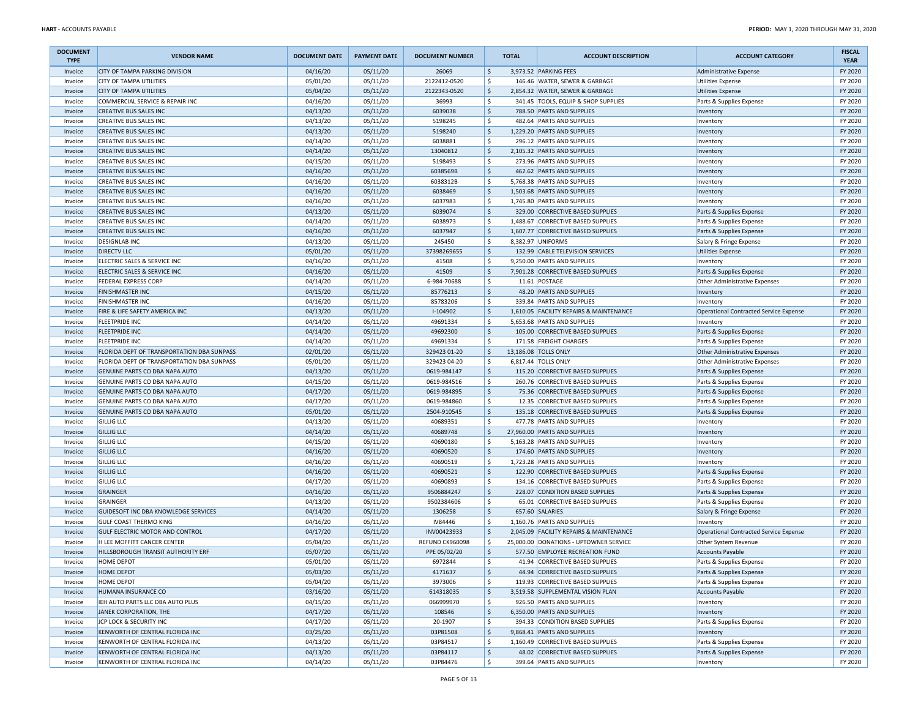| DOCUMENT TYPE | VENDOR NAME | DOCUMENT DATE | PAYMENT DATE | DOCUMENT NUMBER | TOTAL | ACCOUNT DESCRIPTION | ACCOUNT CATEGORY | FISCAL YEAR |
|---|---|---|---|---|---|---|---|---|
| Invoice | CITY OF TAMPA PARKING DIVISION | 04/16/20 | 05/11/20 | 26069 | $ 3,973.52 | PARKING FEES | Administrative Expense | FY 2020 |
| Invoice | CITY OF TAMPA UTILITIES | 05/01/20 | 05/11/20 | 2122412-0520 | $ 146.46 | WATER, SEWER & GARBAGE | Utilities Expense | FY 2020 |
| Invoice | CITY OF TAMPA UTILITIES | 05/04/20 | 05/11/20 | 2122343-0520 | $ 2,854.32 | WATER, SEWER & GARBAGE | Utilities Expense | FY 2020 |
| Invoice | COMMERCIAL SERVICE & REPAIR INC | 04/16/20 | 05/11/20 | 36993 | $ 341.45 | TOOLS, EQUIP & SHOP SUPPLIES | Parts & Supplies Expense | FY 2020 |
| Invoice | CREATIVE BUS SALES INC | 04/13/20 | 05/11/20 | 6039038 | $ 788.50 | PARTS AND SUPPLIES | Inventory | FY 2020 |
| Invoice | CREATIVE BUS SALES INC | 04/13/20 | 05/11/20 | 5198245 | $ 482.64 | PARTS AND SUPPLIES | Inventory | FY 2020 |
| Invoice | CREATIVE BUS SALES INC | 04/13/20 | 05/11/20 | 5198240 | $ 1,229.20 | PARTS AND SUPPLIES | Inventory | FY 2020 |
| Invoice | CREATIVE BUS SALES INC | 04/14/20 | 05/11/20 | 6038881 | $ 296.12 | PARTS AND SUPPLIES | Inventory | FY 2020 |
| Invoice | CREATIVE BUS SALES INC | 04/14/20 | 05/11/20 | 13040812 | $ 2,105.32 | PARTS AND SUPPLIES | Inventory | FY 2020 |
| Invoice | CREATIVE BUS SALES INC | 04/15/20 | 05/11/20 | 5198493 | $ 273.96 | PARTS AND SUPPLIES | Inventory | FY 2020 |
| Invoice | CREATIVE BUS SALES INC | 04/16/20 | 05/11/20 | 6038569B | $ 462.62 | PARTS AND SUPPLIES | Inventory | FY 2020 |
| Invoice | CREATIVE BUS SALES INC | 04/16/20 | 05/11/20 | 6038312B | $ 5,768.38 | PARTS AND SUPPLIES | Inventory | FY 2020 |
| Invoice | CREATIVE BUS SALES INC | 04/16/20 | 05/11/20 | 6038469 | $ 1,503.68 | PARTS AND SUPPLIES | Inventory | FY 2020 |
| Invoice | CREATIVE BUS SALES INC | 04/16/20 | 05/11/20 | 6037983 | $ 1,745.80 | PARTS AND SUPPLIES | Inventory | FY 2020 |
| Invoice | CREATIVE BUS SALES INC | 04/13/20 | 05/11/20 | 6039074 | $ 329.00 | CORRECTIVE BASED SUPPLIES | Parts & Supplies Expense | FY 2020 |
| Invoice | CREATIVE BUS SALES INC | 04/14/20 | 05/11/20 | 6038973 | $ 1,488.67 | CORRECTIVE BASED SUPPLIES | Parts & Supplies Expense | FY 2020 |
| Invoice | CREATIVE BUS SALES INC | 04/16/20 | 05/11/20 | 6037947 | $ 1,607.77 | CORRECTIVE BASED SUPPLIES | Parts & Supplies Expense | FY 2020 |
| Invoice | DESIGNLAB INC | 04/13/20 | 05/11/20 | 245450 | $ 8,382.97 | UNIFORMS | Salary & Fringe Expense | FY 2020 |
| Invoice | DIRECTV LLC | 05/01/20 | 05/11/20 | 37398269655 | $ 132.99 | CABLE TELEVISION SERVICES | Utilities Expense | FY 2020 |
| Invoice | ELECTRIC SALES & SERVICE INC | 04/16/20 | 05/11/20 | 41508 | $ 9,250.00 | PARTS AND SUPPLIES | Inventory | FY 2020 |
| Invoice | ELECTRIC SALES & SERVICE INC | 04/16/20 | 05/11/20 | 41509 | $ 7,901.28 | CORRECTIVE BASED SUPPLIES | Parts & Supplies Expense | FY 2020 |
| Invoice | FEDERAL EXPRESS CORP | 04/14/20 | 05/11/20 | 6-984-70688 | $ 11.61 | POSTAGE | Other Administrative Expenses | FY 2020 |
| Invoice | FINISHMASTER INC | 04/15/20 | 05/11/20 | 85776213 | $ 48.20 | PARTS AND SUPPLIES | Inventory | FY 2020 |
| Invoice | FINISHMASTER INC | 04/16/20 | 05/11/20 | 85783206 | $ 339.84 | PARTS AND SUPPLIES | Inventory | FY 2020 |
| Invoice | FIRE & LIFE SAFETY AMERICA INC | 04/13/20 | 05/11/20 | I-104902 | $ 1,610.05 | FACILITY REPAIRS & MAINTENANCE | Operational Contracted Service Expense | FY 2020 |
| Invoice | FLEETPRIDE INC | 04/14/20 | 05/11/20 | 49691334 | $ 5,653.68 | PARTS AND SUPPLIES | Inventory | FY 2020 |
| Invoice | FLEETPRIDE INC | 04/14/20 | 05/11/20 | 49692300 | $ 105.00 | CORRECTIVE BASED SUPPLIES | Parts & Supplies Expense | FY 2020 |
| Invoice | FLEETPRIDE INC | 04/14/20 | 05/11/20 | 49691334 | $ 171.58 | FREIGHT CHARGES | Parts & Supplies Expense | FY 2020 |
| Invoice | FLORIDA DEPT OF TRANSPORTATION DBA SUNPASS | 02/01/20 | 05/11/20 | 329423 01-20 | $ 13,186.08 | TOLLS ONLY | Other Administrative Expenses | FY 2020 |
| Invoice | FLORIDA DEPT OF TRANSPORTATION DBA SUNPASS | 05/01/20 | 05/11/20 | 329423 04-20 | $ 6,817.44 | TOLLS ONLY | Other Administrative Expenses | FY 2020 |
| Invoice | GENUINE PARTS CO DBA NAPA AUTO | 04/13/20 | 05/11/20 | 0619-984147 | $ 115.20 | CORRECTIVE BASED SUPPLIES | Parts & Supplies Expense | FY 2020 |
| Invoice | GENUINE PARTS CO DBA NAPA AUTO | 04/15/20 | 05/11/20 | 0619-984516 | $ 260.76 | CORRECTIVE BASED SUPPLIES | Parts & Supplies Expense | FY 2020 |
| Invoice | GENUINE PARTS CO DBA NAPA AUTO | 04/17/20 | 05/11/20 | 0619-984895 | $ 75.36 | CORRECTIVE BASED SUPPLIES | Parts & Supplies Expense | FY 2020 |
| Invoice | GENUINE PARTS CO DBA NAPA AUTO | 04/17/20 | 05/11/20 | 0619-984860 | $ 12.35 | CORRECTIVE BASED SUPPLIES | Parts & Supplies Expense | FY 2020 |
| Invoice | GENUINE PARTS CO DBA NAPA AUTO | 05/01/20 | 05/11/20 | 2504-910545 | $ 135.18 | CORRECTIVE BASED SUPPLIES | Parts & Supplies Expense | FY 2020 |
| Invoice | GILLIG LLC | 04/13/20 | 05/11/20 | 40689351 | $ 477.78 | PARTS AND SUPPLIES | Inventory | FY 2020 |
| Invoice | GILLIG LLC | 04/14/20 | 05/11/20 | 40689748 | $ 27,960.00 | PARTS AND SUPPLIES | Inventory | FY 2020 |
| Invoice | GILLIG LLC | 04/15/20 | 05/11/20 | 40690180 | $ 5,163.28 | PARTS AND SUPPLIES | Inventory | FY 2020 |
| Invoice | GILLIG LLC | 04/16/20 | 05/11/20 | 40690520 | $ 174.60 | PARTS AND SUPPLIES | Inventory | FY 2020 |
| Invoice | GILLIG LLC | 04/16/20 | 05/11/20 | 40690519 | $ 1,723.28 | PARTS AND SUPPLIES | Inventory | FY 2020 |
| Invoice | GILLIG LLC | 04/16/20 | 05/11/20 | 40690521 | $ 122.90 | CORRECTIVE BASED SUPPLIES | Parts & Supplies Expense | FY 2020 |
| Invoice | GILLIG LLC | 04/17/20 | 05/11/20 | 40690893 | $ 134.16 | CORRECTIVE BASED SUPPLIES | Parts & Supplies Expense | FY 2020 |
| Invoice | GRAINGER | 04/16/20 | 05/11/20 | 9506884247 | $ 228.07 | CONDITION BASED SUPPLIES | Parts & Supplies Expense | FY 2020 |
| Invoice | GRAINGER | 04/13/20 | 05/11/20 | 9502384606 | $ 65.01 | CORRECTIVE BASED SUPPLIES | Parts & Supplies Expense | FY 2020 |
| Invoice | GUIDESOFT INC DBA KNOWLEDGE SERVICES | 04/14/20 | 05/11/20 | 1306258 | $ 657.60 | SALARIES | Salary & Fringe Expense | FY 2020 |
| Invoice | GULF COAST THERMO KING | 04/16/20 | 05/11/20 | IV84446 | $ 1,160.76 | PARTS AND SUPPLIES | Inventory | FY 2020 |
| Invoice | GULF ELECTRIC MOTOR AND CONTROL | 04/17/20 | 05/11/20 | INV00423933 | $ 2,045.09 | FACILITY REPAIRS & MAINTENANCE | Operational Contracted Service Expense | FY 2020 |
| Invoice | H LEE MOFFITT CANCER CENTER | 05/04/20 | 05/11/20 | REFUND CK960098 | $ 25,000.00 | DONATIONS - UPTOWNER SERVICE | Other System Revenue | FY 2020 |
| Invoice | HILLSBOROUGH TRANSIT AUTHORITY ERF | 05/07/20 | 05/11/20 | PPE 05/02/20 | $ 577.50 | EMPLOYEE RECREATION FUND | Accounts Payable | FY 2020 |
| Invoice | HOME DEPOT | 05/01/20 | 05/11/20 | 6972844 | $ 41.94 | CORRECTIVE BASED SUPPLIES | Parts & Supplies Expense | FY 2020 |
| Invoice | HOME DEPOT | 05/03/20 | 05/11/20 | 4171637 | $ 44.94 | CORRECTIVE BASED SUPPLIES | Parts & Supplies Expense | FY 2020 |
| Invoice | HOME DEPOT | 05/04/20 | 05/11/20 | 3973006 | $ 119.93 | CORRECTIVE BASED SUPPLIES | Parts & Supplies Expense | FY 2020 |
| Invoice | HUMANA INSURANCE CO | 03/16/20 | 05/11/20 | 614318035 | $ 3,519.58 | SUPPLEMENTAL VISION PLAN | Accounts Payable | FY 2020 |
| Invoice | IEH AUTO PARTS LLC DBA AUTO PLUS | 04/15/20 | 05/11/20 | 066999970 | $ 926.50 | PARTS AND SUPPLIES | Inventory | FY 2020 |
| Invoice | JANEK CORPORATION, THE | 04/17/20 | 05/11/20 | 108546 | $ 6,350.00 | PARTS AND SUPPLIES | Inventory | FY 2020 |
| Invoice | JCP LOCK & SECURITY INC | 04/17/20 | 05/11/20 | 20-1907 | $ 394.33 | CONDITION BASED SUPPLIES | Parts & Supplies Expense | FY 2020 |
| Invoice | KENWORTH OF CENTRAL FLORIDA INC | 03/25/20 | 05/11/20 | 03P81508 | $ 9,868.41 | PARTS AND SUPPLIES | Inventory | FY 2020 |
| Invoice | KENWORTH OF CENTRAL FLORIDA INC | 04/13/20 | 05/11/20 | 03P84517 | $ 1,160.49 | CORRECTIVE BASED SUPPLIES | Parts & Supplies Expense | FY 2020 |
| Invoice | KENWORTH OF CENTRAL FLORIDA INC | 04/13/20 | 05/11/20 | 03P84117 | $ 48.02 | CORRECTIVE BASED SUPPLIES | Parts & Supplies Expense | FY 2020 |
| Invoice | KENWORTH OF CENTRAL FLORIDA INC | 04/14/20 | 05/11/20 | 03P84476 | $ 399.64 | PARTS AND SUPPLIES | Inventory | FY 2020 |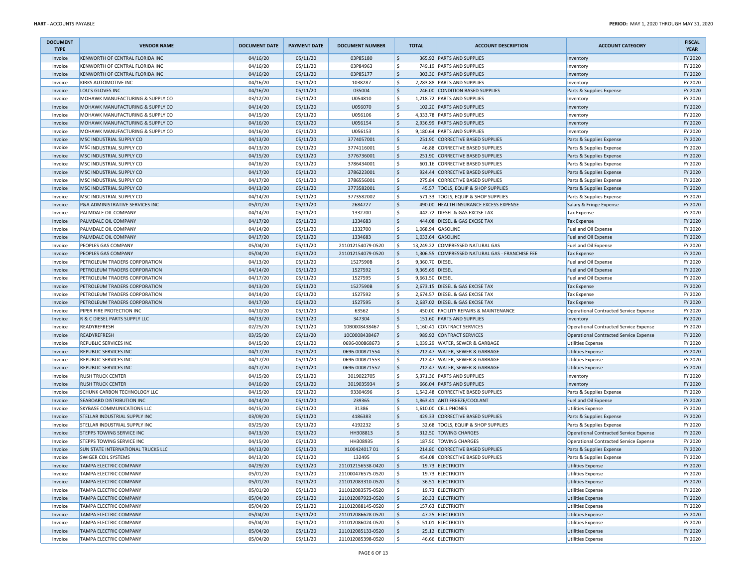| DOCUMENT TYPE | VENDOR NAME | DOCUMENT DATE | PAYMENT DATE | DOCUMENT NUMBER | TOTAL | ACCOUNT DESCRIPTION | ACCOUNT CATEGORY | FISCAL YEAR |
|---|---|---|---|---|---|---|---|---|
| Invoice | KENWORTH OF CENTRAL FLORIDA INC | 04/16/20 | 05/11/20 | 03P85180 | $ 365.92 | PARTS AND SUPPLIES | Inventory | FY 2020 |
| Invoice | KENWORTH OF CENTRAL FLORIDA INC | 04/16/20 | 05/11/20 | 03P84963 | $ 749.19 | PARTS AND SUPPLIES | Inventory | FY 2020 |
| Invoice | KENWORTH OF CENTRAL FLORIDA INC | 04/16/20 | 05/11/20 | 03P85177 | $ 303.30 | PARTS AND SUPPLIES | Inventory | FY 2020 |
| Invoice | KIRKS AUTOMOTIVE INC | 04/16/20 | 05/11/20 | 1038287 | $ 2,283.88 | PARTS AND SUPPLIES | Inventory | FY 2020 |
| Invoice | LOU'S GLOVES INC | 04/16/20 | 05/11/20 | 035004 | $ 246.00 | CONDITION BASED SUPPLIES | Parts & Supplies Expense | FY 2020 |
| Invoice | MOHAWK MANUFACTURING & SUPPLY CO | 03/12/20 | 05/11/20 | U054810 | $ 1,218.72 | PARTS AND SUPPLIES | Inventory | FY 2020 |
| Invoice | MOHAWK MANUFACTURING & SUPPLY CO | 04/14/20 | 05/11/20 | U056070 | $ 102.20 | PARTS AND SUPPLIES | Inventory | FY 2020 |
| Invoice | MOHAWK MANUFACTURING & SUPPLY CO | 04/15/20 | 05/11/20 | U056106 | $ 4,333.78 | PARTS AND SUPPLIES | Inventory | FY 2020 |
| Invoice | MOHAWK MANUFACTURING & SUPPLY CO | 04/16/20 | 05/11/20 | U056154 | $ 2,936.99 | PARTS AND SUPPLIES | Inventory | FY 2020 |
| Invoice | MOHAWK MANUFACTURING & SUPPLY CO | 04/16/20 | 05/11/20 | U056153 | $ 9,180.64 | PARTS AND SUPPLIES | Inventory | FY 2020 |
| Invoice | MSC INDUSTRIAL SUPPLY CO | 04/13/20 | 05/11/20 | 3774057001 | $ 251.90 | CORRECTIVE BASED SUPPLIES | Parts & Supplies Expense | FY 2020 |
| Invoice | MSC INDUSTRIAL SUPPLY CO | 04/13/20 | 05/11/20 | 3774116001 | $ 46.88 | CORRECTIVE BASED SUPPLIES | Parts & Supplies Expense | FY 2020 |
| Invoice | MSC INDUSTRIAL SUPPLY CO | 04/15/20 | 05/11/20 | 3776736001 | $ 251.90 | CORRECTIVE BASED SUPPLIES | Parts & Supplies Expense | FY 2020 |
| Invoice | MSC INDUSTRIAL SUPPLY CO | 04/16/20 | 05/11/20 | 3786434001 | $ 601.16 | CORRECTIVE BASED SUPPLIES | Parts & Supplies Expense | FY 2020 |
| Invoice | MSC INDUSTRIAL SUPPLY CO | 04/17/20 | 05/11/20 | 3786223001 | $ 924.44 | CORRECTIVE BASED SUPPLIES | Parts & Supplies Expense | FY 2020 |
| Invoice | MSC INDUSTRIAL SUPPLY CO | 04/17/20 | 05/11/20 | 3786556001 | $ 275.84 | CORRECTIVE BASED SUPPLIES | Parts & Supplies Expense | FY 2020 |
| Invoice | MSC INDUSTRIAL SUPPLY CO | 04/13/20 | 05/11/20 | 3773582001 | $ 45.57 | TOOLS, EQUIP & SHOP SUPPLIES | Parts & Supplies Expense | FY 2020 |
| Invoice | MSC INDUSTRIAL SUPPLY CO | 04/14/20 | 05/11/20 | 3773582002 | $ 571.33 | TOOLS, EQUIP & SHOP SUPPLIES | Parts & Supplies Expense | FY 2020 |
| Invoice | P&A ADMINISTRATIVE SERVICES INC | 05/01/20 | 05/11/20 | 2684727 | $ 490.00 | HEALTH INSURANCE EXCESS EXPENSE | Salary & Fringe Expense | FY 2020 |
| Invoice | PALMDALE OIL COMPANY | 04/14/20 | 05/11/20 | 1332700 | $ 442.72 | DIESEL & GAS EXCISE TAX | Tax Expense | FY 2020 |
| Invoice | PALMDALE OIL COMPANY | 04/17/20 | 05/11/20 | 1334683 | $ 444.08 | DIESEL & GAS EXCISE TAX | Tax Expense | FY 2020 |
| Invoice | PALMDALE OIL COMPANY | 04/14/20 | 05/11/20 | 1332700 | $ 1,068.94 | GASOLINE | Fuel and Oil Expense | FY 2020 |
| Invoice | PALMDALE OIL COMPANY | 04/17/20 | 05/11/20 | 1334683 | $ 1,033.64 | GASOLINE | Fuel and Oil Expense | FY 2020 |
| Invoice | PEOPLES GAS COMPANY | 05/04/20 | 05/11/20 | 211012154079-0520 | $ 13,249.22 | COMPRESSED NATURAL GAS | Fuel and Oil Expense | FY 2020 |
| Invoice | PEOPLES GAS COMPANY | 05/04/20 | 05/11/20 | 211012154079-0520 | $ 1,306.55 | COMPRESSED NATURAL GAS - FRANCHISE FEE | Tax Expense | FY 2020 |
| Invoice | PETROLEUM TRADERS CORPORATION | 04/13/20 | 05/11/20 | 1527590B | $ 9,360.70 | DIESEL | Fuel and Oil Expense | FY 2020 |
| Invoice | PETROLEUM TRADERS CORPORATION | 04/14/20 | 05/11/20 | 1527592 | $ 9,365.69 | DIESEL | Fuel and Oil Expense | FY 2020 |
| Invoice | PETROLEUM TRADERS CORPORATION | 04/17/20 | 05/11/20 | 1527595 | $ 9,661.50 | DIESEL | Fuel and Oil Expense | FY 2020 |
| Invoice | PETROLEUM TRADERS CORPORATION | 04/13/20 | 05/11/20 | 1527590B | $ 2,673.15 | DIESEL & GAS EXCISE TAX | Tax Expense | FY 2020 |
| Invoice | PETROLEUM TRADERS CORPORATION | 04/14/20 | 05/11/20 | 1527592 | $ 2,674.57 | DIESEL & GAS EXCISE TAX | Tax Expense | FY 2020 |
| Invoice | PETROLEUM TRADERS CORPORATION | 04/17/20 | 05/11/20 | 1527595 | $ 2,687.02 | DIESEL & GAS EXCISE TAX | Tax Expense | FY 2020 |
| Invoice | PIPER FIRE PROTECTION INC | 04/10/20 | 05/11/20 | 63562 | $ 450.00 | FACILITY REPAIRS & MAINTENANCE | Operational Contracted Service Expense | FY 2020 |
| Invoice | R & C DIESEL PARTS SUPPLY LLC | 04/13/20 | 05/11/20 | 347304 | $ 151.60 | PARTS AND SUPPLIES | Inventory | FY 2020 |
| Invoice | READYREFRESH | 02/25/20 | 05/11/20 | 10B0008438467 | $ 1,160.41 | CONTRACT SERVICES | Operational Contracted Service Expense | FY 2020 |
| Invoice | READYREFRESH | 03/25/20 | 05/11/20 | 10C0008438467 | $ 989.92 | CONTRACT SERVICES | Operational Contracted Service Expense | FY 2020 |
| Invoice | REPUBLIC SERVICES INC | 04/15/20 | 05/11/20 | 0696-000868673 | $ 1,039.29 | WATER, SEWER & GARBAGE | Utilities Expense | FY 2020 |
| Invoice | REPUBLIC SERVICES INC | 04/17/20 | 05/11/20 | 0696-000871554 | $ 212.47 | WATER, SEWER & GARBAGE | Utilities Expense | FY 2020 |
| Invoice | REPUBLIC SERVICES INC | 04/17/20 | 05/11/20 | 0696-000871553 | $ 212.47 | WATER, SEWER & GARBAGE | Utilities Expense | FY 2020 |
| Invoice | REPUBLIC SERVICES INC | 04/17/20 | 05/11/20 | 0696-000871552 | $ 212.47 | WATER, SEWER & GARBAGE | Utilities Expense | FY 2020 |
| Invoice | RUSH TRUCK CENTER | 04/15/20 | 05/11/20 | 3019022705 | $ 5,371.36 | PARTS AND SUPPLIES | Inventory | FY 2020 |
| Invoice | RUSH TRUCK CENTER | 04/16/20 | 05/11/20 | 3019035934 | $ 666.04 | PARTS AND SUPPLIES | Inventory | FY 2020 |
| Invoice | SCHUNK CARBON TECHNOLOGY LLC | 04/15/20 | 05/11/20 | 93304696 | $ 1,542.48 | CORRECTIVE BASED SUPPLIES | Parts & Supplies Expense | FY 2020 |
| Invoice | SEABOARD DISTRIBUTION INC | 04/14/20 | 05/11/20 | 239365 | $ 1,863.41 | ANTI FREEZE/COOLANT | Fuel and Oil Expense | FY 2020 |
| Invoice | SKYBASE COMMUNICATIONS LLC | 04/15/20 | 05/11/20 | 31386 | $ 1,610.00 | CELL PHONES | Utilities Expense | FY 2020 |
| Invoice | STELLAR INDUSTRIAL SUPPLY INC | 03/09/20 | 05/11/20 | 4186383 | $ 429.33 | CORRECTIVE BASED SUPPLIES | Parts & Supplies Expense | FY 2020 |
| Invoice | STELLAR INDUSTRIAL SUPPLY INC | 03/25/20 | 05/11/20 | 4192232 | $ 32.68 | TOOLS, EQUIP & SHOP SUPPLIES | Parts & Supplies Expense | FY 2020 |
| Invoice | STEPPS TOWING SERVICE INC | 04/13/20 | 05/11/20 | HH308813 | $ 312.50 | TOWING CHARGES | Operational Contracted Service Expense | FY 2020 |
| Invoice | STEPPS TOWING SERVICE INC | 04/15/20 | 05/11/20 | HH308935 | $ 187.50 | TOWING CHARGES | Operational Contracted Service Expense | FY 2020 |
| Invoice | SUN STATE INTERNATIONAL TRUCKS LLC | 04/13/20 | 05/11/20 | X100424017 01 | $ 214.80 | CORRECTIVE BASED SUPPLIES | Parts & Supplies Expense | FY 2020 |
| Invoice | SWIGER COIL SYSTEMS | 04/13/20 | 05/11/20 | 132495 | $ 454.08 | CORRECTIVE BASED SUPPLIES | Parts & Supplies Expense | FY 2020 |
| Invoice | TAMPA ELECTRIC COMPANY | 04/29/20 | 05/11/20 | 211012156538-0420 | $ 19.73 | ELECTRICITY | Utilities Expense | FY 2020 |
| Invoice | TAMPA ELECTRIC COMPANY | 05/01/20 | 05/11/20 | 211000476575-0520 | $ 19.73 | ELECTRICITY | Utilities Expense | FY 2020 |
| Invoice | TAMPA ELECTRIC COMPANY | 05/01/20 | 05/11/20 | 211012083310-0520 | $ 36.51 | ELECTRICITY | Utilities Expense | FY 2020 |
| Invoice | TAMPA ELECTRIC COMPANY | 05/01/20 | 05/11/20 | 211012083575-0520 | $ 19.73 | ELECTRICITY | Utilities Expense | FY 2020 |
| Invoice | TAMPA ELECTRIC COMPANY | 05/04/20 | 05/11/20 | 211012087923-0520 | $ 20.33 | ELECTRICITY | Utilities Expense | FY 2020 |
| Invoice | TAMPA ELECTRIC COMPANY | 05/04/20 | 05/11/20 | 211012088145-0520 | $ 157.63 | ELECTRICITY | Utilities Expense | FY 2020 |
| Invoice | TAMPA ELECTRIC COMPANY | 05/04/20 | 05/11/20 | 211012086628-0520 | $ 47.25 | ELECTRICITY | Utilities Expense | FY 2020 |
| Invoice | TAMPA ELECTRIC COMPANY | 05/04/20 | 05/11/20 | 211012086024-0520 | $ 51.01 | ELECTRICITY | Utilities Expense | FY 2020 |
| Invoice | TAMPA ELECTRIC COMPANY | 05/04/20 | 05/11/20 | 211012085133-0520 | $ 25.12 | ELECTRICITY | Utilities Expense | FY 2020 |
| Invoice | TAMPA ELECTRIC COMPANY | 05/04/20 | 05/11/20 | 211012085398-0520 | $ 46.66 | ELECTRICITY | Utilities Expense | FY 2020 |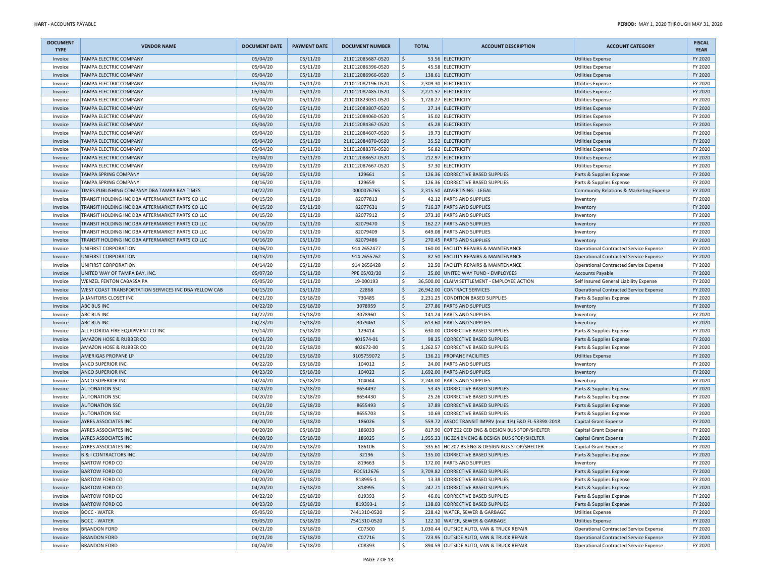| DOCUMENT TYPE | VENDOR NAME | DOCUMENT DATE | PAYMENT DATE | DOCUMENT NUMBER | TOTAL | ACCOUNT DESCRIPTION | ACCOUNT CATEGORY | FISCAL YEAR |
|---|---|---|---|---|---|---|---|---|
| Invoice | TAMPA ELECTRIC COMPANY | 05/04/20 | 05/11/20 | 211012085687-0520 | $ 53.56 | ELECTRICITY | Utilities Expense | FY 2020 |
| Invoice | TAMPA ELECTRIC COMPANY | 05/04/20 | 05/11/20 | 211012086396-0520 | $ 45.58 | ELECTRICITY | Utilities Expense | FY 2020 |
| Invoice | TAMPA ELECTRIC COMPANY | 05/04/20 | 05/11/20 | 211012086966-0520 | $ 138.61 | ELECTRICITY | Utilities Expense | FY 2020 |
| Invoice | TAMPA ELECTRIC COMPANY | 05/04/20 | 05/11/20 | 211012087196-0520 | $ 2,309.30 | ELECTRICITY | Utilities Expense | FY 2020 |
| Invoice | TAMPA ELECTRIC COMPANY | 05/04/20 | 05/11/20 | 211012087485-0520 | $ 2,271.57 | ELECTRICITY | Utilities Expense | FY 2020 |
| Invoice | TAMPA ELECTRIC COMPANY | 05/04/20 | 05/11/20 | 211001823031-0520 | $ 1,728.27 | ELECTRICITY | Utilities Expense | FY 2020 |
| Invoice | TAMPA ELECTRIC COMPANY | 05/04/20 | 05/11/20 | 211012083807-0520 | $ 27.14 | ELECTRICITY | Utilities Expense | FY 2020 |
| Invoice | TAMPA ELECTRIC COMPANY | 05/04/20 | 05/11/20 | 211012084060-0520 | $ 35.02 | ELECTRICITY | Utilities Expense | FY 2020 |
| Invoice | TAMPA ELECTRIC COMPANY | 05/04/20 | 05/11/20 | 211012084367-0520 | $ 45.28 | ELECTRICITY | Utilities Expense | FY 2020 |
| Invoice | TAMPA ELECTRIC COMPANY | 05/04/20 | 05/11/20 | 211012084607-0520 | $ 19.73 | ELECTRICITY | Utilities Expense | FY 2020 |
| Invoice | TAMPA ELECTRIC COMPANY | 05/04/20 | 05/11/20 | 211012084870-0520 | $ 35.52 | ELECTRICITY | Utilities Expense | FY 2020 |
| Invoice | TAMPA ELECTRIC COMPANY | 05/04/20 | 05/11/20 | 211012088376-0520 | $ 56.82 | ELECTRICITY | Utilities Expense | FY 2020 |
| Invoice | TAMPA ELECTRIC COMPANY | 05/04/20 | 05/11/20 | 211012088657-0520 | $ 212.97 | ELECTRICITY | Utilities Expense | FY 2020 |
| Invoice | TAMPA ELECTRIC COMPANY | 05/04/20 | 05/11/20 | 211012087667-0520 | $ 37.30 | ELECTRICITY | Utilities Expense | FY 2020 |
| Invoice | TAMPA SPRING COMPANY | 04/16/20 | 05/11/20 | 129661 | $ 126.36 | CORRECTIVE BASED SUPPLIES | Parts & Supplies Expense | FY 2020 |
| Invoice | TAMPA SPRING COMPANY | 04/16/20 | 05/11/20 | 129659 | $ 126.36 | CORRECTIVE BASED SUPPLIES | Parts & Supplies Expense | FY 2020 |
| Invoice | TIMES PUBLISHING COMPANY DBA TAMPA BAY TIMES | 04/22/20 | 05/11/20 | 0000076765 | $ 2,315.50 | ADVERTISING - LEGAL | Community Relations & Marketing Expense | FY 2020 |
| Invoice | TRANSIT HOLDING INC DBA AFTERMARKET PARTS CO LLC | 04/15/20 | 05/11/20 | 82077813 | $ 42.12 | PARTS AND SUPPLIES | Inventory | FY 2020 |
| Invoice | TRANSIT HOLDING INC DBA AFTERMARKET PARTS CO LLC | 04/15/20 | 05/11/20 | 82077631 | $ 716.37 | PARTS AND SUPPLIES | Inventory | FY 2020 |
| Invoice | TRANSIT HOLDING INC DBA AFTERMARKET PARTS CO LLC | 04/15/20 | 05/11/20 | 82077912 | $ 373.10 | PARTS AND SUPPLIES | Inventory | FY 2020 |
| Invoice | TRANSIT HOLDING INC DBA AFTERMARKET PARTS CO LLC | 04/16/20 | 05/11/20 | 82079470 | $ 162.27 | PARTS AND SUPPLIES | Inventory | FY 2020 |
| Invoice | TRANSIT HOLDING INC DBA AFTERMARKET PARTS CO LLC | 04/16/20 | 05/11/20 | 82079409 | $ 649.08 | PARTS AND SUPPLIES | Inventory | FY 2020 |
| Invoice | TRANSIT HOLDING INC DBA AFTERMARKET PARTS CO LLC | 04/16/20 | 05/11/20 | 82079486 | $ 270.45 | PARTS AND SUPPLIES | Inventory | FY 2020 |
| Invoice | UNIFIRST CORPORATION | 04/06/20 | 05/11/20 | 914 2652477 | $ 160.00 | FACILITY REPAIRS & MAINTENANCE | Operational Contracted Service Expense | FY 2020 |
| Invoice | UNIFIRST CORPORATION | 04/13/20 | 05/11/20 | 914 2655762 | $ 82.50 | FACILITY REPAIRS & MAINTENANCE | Operational Contracted Service Expense | FY 2020 |
| Invoice | UNIFIRST CORPORATION | 04/14/20 | 05/11/20 | 914 2656428 | $ 22.50 | FACILITY REPAIRS & MAINTENANCE | Operational Contracted Service Expense | FY 2020 |
| Invoice | UNITED WAY OF TAMPA BAY, INC. | 05/07/20 | 05/11/20 | PPE 05/02/20 | $ 25.00 | UNITED WAY FUND - EMPLOYEES | Accounts Payable | FY 2020 |
| Invoice | WENZEL FENTON CABASSA PA | 05/05/20 | 05/11/20 | 19-000193 | $ 36,500.00 | CLAIM SETTLEMENT - EMPLOYEE ACTION | Self Insured General Liability Expense | FY 2020 |
| Invoice | WEST COAST TRANSPORTATION SERVICES INC DBA YELLOW CAB | 04/15/20 | 05/11/20 | 22868 | $ 26,942.00 | CONTRACT SERVICES | Operational Contracted Service Expense | FY 2020 |
| Invoice | A JANITORS CLOSET INC | 04/21/20 | 05/18/20 | 730485 | $ 2,231.25 | CONDITION BASED SUPPLIES | Parts & Supplies Expense | FY 2020 |
| Invoice | ABC BUS INC | 04/22/20 | 05/18/20 | 3078959 | $ 277.86 | PARTS AND SUPPLIES | Inventory | FY 2020 |
| Invoice | ABC BUS INC | 04/22/20 | 05/18/20 | 3078960 | $ 141.24 | PARTS AND SUPPLIES | Inventory | FY 2020 |
| Invoice | ABC BUS INC | 04/23/20 | 05/18/20 | 3079461 | $ 613.60 | PARTS AND SUPPLIES | Inventory | FY 2020 |
| Invoice | ALL FLORIDA FIRE EQUIPMENT CO INC | 05/14/20 | 05/18/20 | 129414 | $ 630.00 | CORRECTIVE BASED SUPPLIES | Parts & Supplies Expense | FY 2020 |
| Invoice | AMAZON HOSE & RUBBER CO | 04/21/20 | 05/18/20 | 401574-01 | $ 98.25 | CORRECTIVE BASED SUPPLIES | Parts & Supplies Expense | FY 2020 |
| Invoice | AMAZON HOSE & RUBBER CO | 04/21/20 | 05/18/20 | 402672-00 | $ 1,262.57 | CORRECTIVE BASED SUPPLIES | Parts & Supplies Expense | FY 2020 |
| Invoice | AMERIGAS PROPANE LP | 04/21/20 | 05/18/20 | 3105759072 | $ 136.21 | PROPANE FACILITIES | Utilities Expense | FY 2020 |
| Invoice | ANCO SUPERIOR INC | 04/22/20 | 05/18/20 | 104012 | $ 24.00 | PARTS AND SUPPLIES | Inventory | FY 2020 |
| Invoice | ANCO SUPERIOR INC | 04/23/20 | 05/18/20 | 104022 | $ 1,692.00 | PARTS AND SUPPLIES | Inventory | FY 2020 |
| Invoice | ANCO SUPERIOR INC | 04/24/20 | 05/18/20 | 104044 | $ 2,248.00 | PARTS AND SUPPLIES | Inventory | FY 2020 |
| Invoice | AUTONATION SSC | 04/20/20 | 05/18/20 | 8654492 | $ 53.45 | CORRECTIVE BASED SUPPLIES | Parts & Supplies Expense | FY 2020 |
| Invoice | AUTONATION SSC | 04/20/20 | 05/18/20 | 8654430 | $ 25.26 | CORRECTIVE BASED SUPPLIES | Parts & Supplies Expense | FY 2020 |
| Invoice | AUTONATION SSC | 04/21/20 | 05/18/20 | 8655493 | $ 37.89 | CORRECTIVE BASED SUPPLIES | Parts & Supplies Expense | FY 2020 |
| Invoice | AUTONATION SSC | 04/21/20 | 05/18/20 | 8655703 | $ 10.69 | CORRECTIVE BASED SUPPLIES | Parts & Supplies Expense | FY 2020 |
| Invoice | AYRES ASSOCIATES INC | 04/20/20 | 05/18/20 | 186026 | $ 559.72 | ASSOC TRANSIT IMPRV (min 1%) E&D FL-5339X-2018 | Capital Grant Expense | FY 2020 |
| Invoice | AYRES ASSOCIATES INC | 04/20/20 | 05/18/20 | 186033 | $ 817.90 | COT Z02 CED ENG & DESIGN BUS STOP/SHELTER | Capital Grant Expense | FY 2020 |
| Invoice | AYRES ASSOCIATES INC | 04/20/20 | 05/18/20 | 186025 | $ 1,955.33 | HC Z04 BN ENG & DESIGN BUS STOP/SHELTER | Capital Grant Expense | FY 2020 |
| Invoice | AYRES ASSOCIATES INC | 04/24/20 | 05/18/20 | 186106 | $ 335.61 | HC Z07 BS ENG & DESIGN BUS STOP/SHELTER | Capital Grant Expense | FY 2020 |
| Invoice | B & I CONTRACTORS INC | 04/24/20 | 05/18/20 | 32196 | $ 135.00 | CORRECTIVE BASED SUPPLIES | Parts & Supplies Expense | FY 2020 |
| Invoice | BARTOW FORD CO | 04/24/20 | 05/18/20 | 819663 | $ 172.00 | PARTS AND SUPPLIES | Inventory | FY 2020 |
| Invoice | BARTOW FORD CO | 03/24/20 | 05/18/20 | FOCS12676 | $ 3,709.82 | CORRECTIVE BASED SUPPLIES | Parts & Supplies Expense | FY 2020 |
| Invoice | BARTOW FORD CO | 04/20/20 | 05/18/20 | 818995-1 | $ 13.38 | CORRECTIVE BASED SUPPLIES | Parts & Supplies Expense | FY 2020 |
| Invoice | BARTOW FORD CO | 04/20/20 | 05/18/20 | 818995 | $ 247.71 | CORRECTIVE BASED SUPPLIES | Parts & Supplies Expense | FY 2020 |
| Invoice | BARTOW FORD CO | 04/22/20 | 05/18/20 | 819393 | $ 46.01 | CORRECTIVE BASED SUPPLIES | Parts & Supplies Expense | FY 2020 |
| Invoice | BARTOW FORD CO | 04/23/20 | 05/18/20 | 819393-1 | $ 138.03 | CORRECTIVE BASED SUPPLIES | Parts & Supplies Expense | FY 2020 |
| Invoice | BOCC - WATER | 05/05/20 | 05/18/20 | 7441310-0520 | $ 228.42 | WATER, SEWER & GARBAGE | Utilities Expense | FY 2020 |
| Invoice | BOCC - WATER | 05/05/20 | 05/18/20 | 7541310-0520 | $ 122.10 | WATER, SEWER & GARBAGE | Utilities Expense | FY 2020 |
| Invoice | BRANDON FORD | 04/21/20 | 05/18/20 | C07500 | $ 1,030.44 | OUTSIDE AUTO, VAN & TRUCK REPAIR | Operational Contracted Service Expense | FY 2020 |
| Invoice | BRANDON FORD | 04/21/20 | 05/18/20 | C07716 | $ 723.95 | OUTSIDE AUTO, VAN & TRUCK REPAIR | Operational Contracted Service Expense | FY 2020 |
| Invoice | BRANDON FORD | 04/24/20 | 05/18/20 | C08393 | $ 894.59 | OUTSIDE AUTO, VAN & TRUCK REPAIR | Operational Contracted Service Expense | FY 2020 |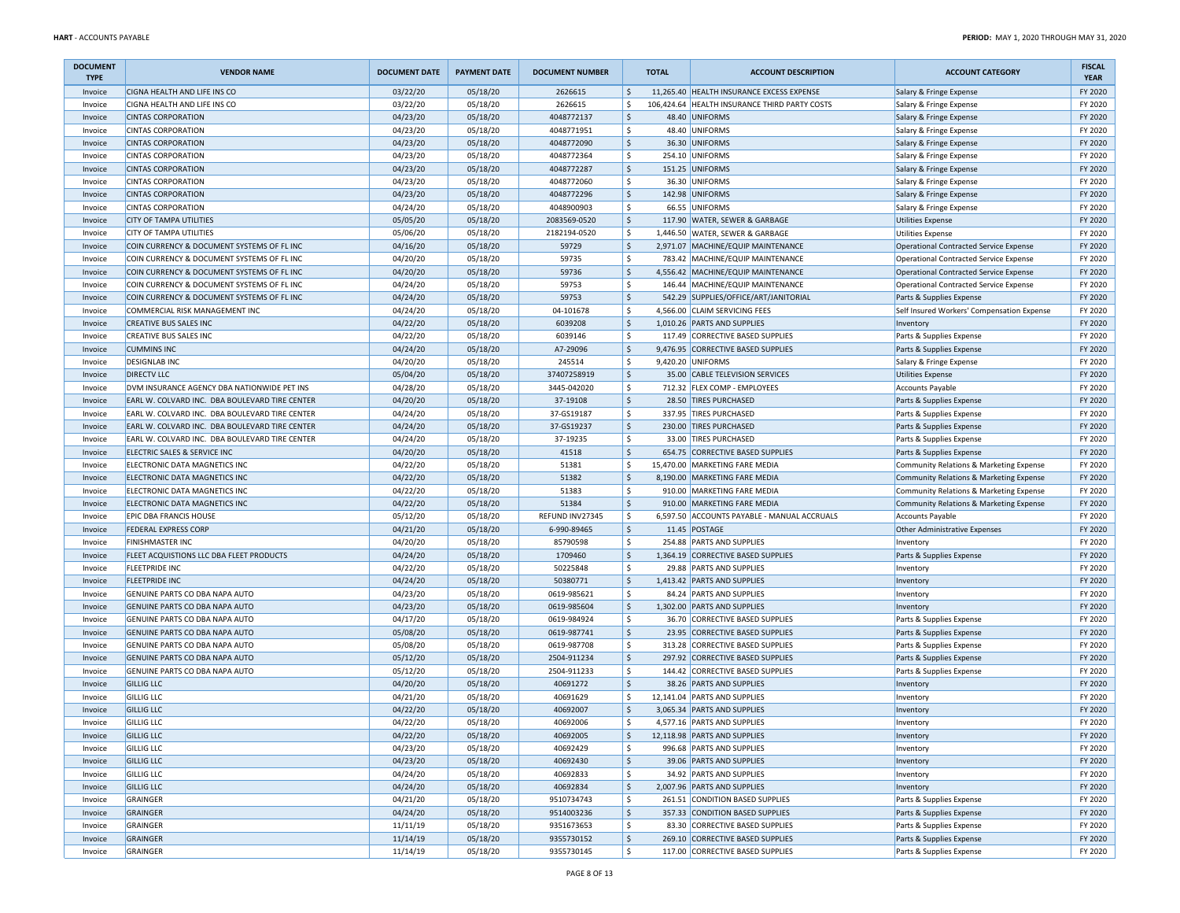| DOCUMENT TYPE | VENDOR NAME | DOCUMENT DATE | PAYMENT DATE | DOCUMENT NUMBER | TOTAL | ACCOUNT DESCRIPTION | ACCOUNT CATEGORY | FISCAL YEAR |
|---|---|---|---|---|---|---|---|---|
| Invoice | CIGNA HEALTH AND LIFE INS CO | 03/22/20 | 05/18/20 | 2626615 | $ 11,265.40 | HEALTH INSURANCE EXCESS EXPENSE | Salary & Fringe Expense | FY 2020 |
| Invoice | CIGNA HEALTH AND LIFE INS CO | 03/22/20 | 05/18/20 | 2626615 | $ 106,424.64 | HEALTH INSURANCE THIRD PARTY COSTS | Salary & Fringe Expense | FY 2020 |
| Invoice | CINTAS CORPORATION | 04/23/20 | 05/18/20 | 4048772137 | $ 48.40 | UNIFORMS | Salary & Fringe Expense | FY 2020 |
| Invoice | CINTAS CORPORATION | 04/23/20 | 05/18/20 | 4048771951 | $ 48.40 | UNIFORMS | Salary & Fringe Expense | FY 2020 |
| Invoice | CINTAS CORPORATION | 04/23/20 | 05/18/20 | 4048772090 | $ 36.30 | UNIFORMS | Salary & Fringe Expense | FY 2020 |
| Invoice | CINTAS CORPORATION | 04/23/20 | 05/18/20 | 4048772364 | $ 254.10 | UNIFORMS | Salary & Fringe Expense | FY 2020 |
| Invoice | CINTAS CORPORATION | 04/23/20 | 05/18/20 | 4048772287 | $ 151.25 | UNIFORMS | Salary & Fringe Expense | FY 2020 |
| Invoice | CINTAS CORPORATION | 04/23/20 | 05/18/20 | 4048772060 | $ 36.30 | UNIFORMS | Salary & Fringe Expense | FY 2020 |
| Invoice | CINTAS CORPORATION | 04/23/20 | 05/18/20 | 4048772296 | $ 142.98 | UNIFORMS | Salary & Fringe Expense | FY 2020 |
| Invoice | CINTAS CORPORATION | 04/24/20 | 05/18/20 | 4048900903 | $ 66.55 | UNIFORMS | Salary & Fringe Expense | FY 2020 |
| Invoice | CITY OF TAMPA UTILITIES | 05/05/20 | 05/18/20 | 2083569-0520 | $ 117.90 | WATER, SEWER & GARBAGE | Utilities Expense | FY 2020 |
| Invoice | CITY OF TAMPA UTILITIES | 05/06/20 | 05/18/20 | 2182194-0520 | $ 1,446.50 | WATER, SEWER & GARBAGE | Utilities Expense | FY 2020 |
| Invoice | COIN CURRENCY & DOCUMENT SYSTEMS OF FL INC | 04/16/20 | 05/18/20 | 59729 | $ 2,971.07 | MACHINE/EQUIP MAINTENANCE | Operational Contracted Service Expense | FY 2020 |
| Invoice | COIN CURRENCY & DOCUMENT SYSTEMS OF FL INC | 04/20/20 | 05/18/20 | 59735 | $ 783.42 | MACHINE/EQUIP MAINTENANCE | Operational Contracted Service Expense | FY 2020 |
| Invoice | COIN CURRENCY & DOCUMENT SYSTEMS OF FL INC | 04/20/20 | 05/18/20 | 59736 | $ 4,556.42 | MACHINE/EQUIP MAINTENANCE | Operational Contracted Service Expense | FY 2020 |
| Invoice | COIN CURRENCY & DOCUMENT SYSTEMS OF FL INC | 04/24/20 | 05/18/20 | 59753 | $ 146.44 | MACHINE/EQUIP MAINTENANCE | Operational Contracted Service Expense | FY 2020 |
| Invoice | COIN CURRENCY & DOCUMENT SYSTEMS OF FL INC | 04/24/20 | 05/18/20 | 59753 | $ 542.29 | SUPPLIES/OFFICE/ART/JANITORIAL | Parts & Supplies Expense | FY 2020 |
| Invoice | COMMERCIAL RISK MANAGEMENT INC | 04/24/20 | 05/18/20 | 04-101678 | $ 4,566.00 | CLAIM SERVICING FEES | Self Insured Workers' Compensation Expense | FY 2020 |
| Invoice | CREATIVE BUS SALES INC | 04/22/20 | 05/18/20 | 6039208 | $ 1,010.26 | PARTS AND SUPPLIES | Inventory | FY 2020 |
| Invoice | CREATIVE BUS SALES INC | 04/22/20 | 05/18/20 | 6039146 | $ 117.49 | CORRECTIVE BASED SUPPLIES | Parts & Supplies Expense | FY 2020 |
| Invoice | CUMMINS INC | 04/24/20 | 05/18/20 | A7-29096 | $ 9,476.95 | CORRECTIVE BASED SUPPLIES | Parts & Supplies Expense | FY 2020 |
| Invoice | DESIGNLAB INC | 04/20/20 | 05/18/20 | 245514 | $ 9,420.20 | UNIFORMS | Salary & Fringe Expense | FY 2020 |
| Invoice | DIRECTV LLC | 05/04/20 | 05/18/20 | 37407258919 | $ 35.00 | CABLE TELEVISION SERVICES | Utilities Expense | FY 2020 |
| Invoice | DVM INSURANCE AGENCY DBA NATIONWIDE PET INS | 04/28/20 | 05/18/20 | 3445-042020 | $ 712.32 | FLEX COMP - EMPLOYEES | Accounts Payable | FY 2020 |
| Invoice | EARL W. COLVARD INC. DBA BOULEVARD TIRE CENTER | 04/20/20 | 05/18/20 | 37-19108 | $ 28.50 | TIRES PURCHASED | Parts & Supplies Expense | FY 2020 |
| Invoice | EARL W. COLVARD INC. DBA BOULEVARD TIRE CENTER | 04/24/20 | 05/18/20 | 37-GS19187 | $ 337.95 | TIRES PURCHASED | Parts & Supplies Expense | FY 2020 |
| Invoice | EARL W. COLVARD INC. DBA BOULEVARD TIRE CENTER | 04/24/20 | 05/18/20 | 37-GS19237 | $ 230.00 | TIRES PURCHASED | Parts & Supplies Expense | FY 2020 |
| Invoice | EARL W. COLVARD INC. DBA BOULEVARD TIRE CENTER | 04/24/20 | 05/18/20 | 37-19235 | $ 33.00 | TIRES PURCHASED | Parts & Supplies Expense | FY 2020 |
| Invoice | ELECTRIC SALES & SERVICE INC | 04/20/20 | 05/18/20 | 41518 | $ 654.75 | CORRECTIVE BASED SUPPLIES | Parts & Supplies Expense | FY 2020 |
| Invoice | ELECTRONIC DATA MAGNETICS INC | 04/22/20 | 05/18/20 | 51381 | $ 15,470.00 | MARKETING FARE MEDIA | Community Relations & Marketing Expense | FY 2020 |
| Invoice | ELECTRONIC DATA MAGNETICS INC | 04/22/20 | 05/18/20 | 51382 | $ 8,190.00 | MARKETING FARE MEDIA | Community Relations & Marketing Expense | FY 2020 |
| Invoice | ELECTRONIC DATA MAGNETICS INC | 04/22/20 | 05/18/20 | 51383 | $ 910.00 | MARKETING FARE MEDIA | Community Relations & Marketing Expense | FY 2020 |
| Invoice | ELECTRONIC DATA MAGNETICS INC | 04/22/20 | 05/18/20 | 51384 | $ 910.00 | MARKETING FARE MEDIA | Community Relations & Marketing Expense | FY 2020 |
| Invoice | EPIC DBA FRANCIS HOUSE | 05/12/20 | 05/18/20 | REFUND INV27345 | $ 6,597.50 | ACCOUNTS PAYABLE - MANUAL ACCRUALS | Accounts Payable | FY 2020 |
| Invoice | FEDERAL EXPRESS CORP | 04/21/20 | 05/18/20 | 6-990-89465 | $ 11.45 | POSTAGE | Other Administrative Expenses | FY 2020 |
| Invoice | FINISHMASTER INC | 04/20/20 | 05/18/20 | 85790598 | $ 254.88 | PARTS AND SUPPLIES | Inventory | FY 2020 |
| Invoice | FLEET ACQUISTIONS LLC DBA FLEET PRODUCTS | 04/24/20 | 05/18/20 | 1709460 | $ 1,364.19 | CORRECTIVE BASED SUPPLIES | Parts & Supplies Expense | FY 2020 |
| Invoice | FLEETPRIDE INC | 04/22/20 | 05/18/20 | 50225848 | $ 29.88 | PARTS AND SUPPLIES | Inventory | FY 2020 |
| Invoice | FLEETPRIDE INC | 04/24/20 | 05/18/20 | 50380771 | $ 1,413.42 | PARTS AND SUPPLIES | Inventory | FY 2020 |
| Invoice | GENUINE PARTS CO DBA NAPA AUTO | 04/23/20 | 05/18/20 | 0619-985621 | $ 84.24 | PARTS AND SUPPLIES | Inventory | FY 2020 |
| Invoice | GENUINE PARTS CO DBA NAPA AUTO | 04/23/20 | 05/18/20 | 0619-985604 | $ 1,302.00 | PARTS AND SUPPLIES | Inventory | FY 2020 |
| Invoice | GENUINE PARTS CO DBA NAPA AUTO | 04/17/20 | 05/18/20 | 0619-984924 | $ 36.70 | CORRECTIVE BASED SUPPLIES | Parts & Supplies Expense | FY 2020 |
| Invoice | GENUINE PARTS CO DBA NAPA AUTO | 05/08/20 | 05/18/20 | 0619-987741 | $ 23.95 | CORRECTIVE BASED SUPPLIES | Parts & Supplies Expense | FY 2020 |
| Invoice | GENUINE PARTS CO DBA NAPA AUTO | 05/08/20 | 05/18/20 | 0619-987708 | $ 313.28 | CORRECTIVE BASED SUPPLIES | Parts & Supplies Expense | FY 2020 |
| Invoice | GENUINE PARTS CO DBA NAPA AUTO | 05/12/20 | 05/18/20 | 2504-911234 | $ 297.92 | CORRECTIVE BASED SUPPLIES | Parts & Supplies Expense | FY 2020 |
| Invoice | GENUINE PARTS CO DBA NAPA AUTO | 05/12/20 | 05/18/20 | 2504-911233 | $ 144.42 | CORRECTIVE BASED SUPPLIES | Parts & Supplies Expense | FY 2020 |
| Invoice | GILLIG LLC | 04/20/20 | 05/18/20 | 40691272 | $ 38.26 | PARTS AND SUPPLIES | Inventory | FY 2020 |
| Invoice | GILLIG LLC | 04/21/20 | 05/18/20 | 40691629 | $ 12,141.04 | PARTS AND SUPPLIES | Inventory | FY 2020 |
| Invoice | GILLIG LLC | 04/22/20 | 05/18/20 | 40692007 | $ 3,065.34 | PARTS AND SUPPLIES | Inventory | FY 2020 |
| Invoice | GILLIG LLC | 04/22/20 | 05/18/20 | 40692006 | $ 4,577.16 | PARTS AND SUPPLIES | Inventory | FY 2020 |
| Invoice | GILLIG LLC | 04/22/20 | 05/18/20 | 40692005 | $ 12,118.98 | PARTS AND SUPPLIES | Inventory | FY 2020 |
| Invoice | GILLIG LLC | 04/23/20 | 05/18/20 | 40692429 | $ 996.68 | PARTS AND SUPPLIES | Inventory | FY 2020 |
| Invoice | GILLIG LLC | 04/23/20 | 05/18/20 | 40692430 | $ 39.06 | PARTS AND SUPPLIES | Inventory | FY 2020 |
| Invoice | GILLIG LLC | 04/24/20 | 05/18/20 | 40692833 | $ 34.92 | PARTS AND SUPPLIES | Inventory | FY 2020 |
| Invoice | GILLIG LLC | 04/24/20 | 05/18/20 | 40692834 | $ 2,007.96 | PARTS AND SUPPLIES | Inventory | FY 2020 |
| Invoice | GRAINGER | 04/21/20 | 05/18/20 | 9510734743 | $ 261.51 | CONDITION BASED SUPPLIES | Parts & Supplies Expense | FY 2020 |
| Invoice | GRAINGER | 04/24/20 | 05/18/20 | 9514003236 | $ 357.33 | CONDITION BASED SUPPLIES | Parts & Supplies Expense | FY 2020 |
| Invoice | GRAINGER | 11/11/19 | 05/18/20 | 9351673653 | $ 83.30 | CORRECTIVE BASED SUPPLIES | Parts & Supplies Expense | FY 2020 |
| Invoice | GRAINGER | 11/14/19 | 05/18/20 | 9355730152 | $ 269.10 | CORRECTIVE BASED SUPPLIES | Parts & Supplies Expense | FY 2020 |
| Invoice | GRAINGER | 11/14/19 | 05/18/20 | 9355730145 | $ 117.00 | CORRECTIVE BASED SUPPLIES | Parts & Supplies Expense | FY 2020 |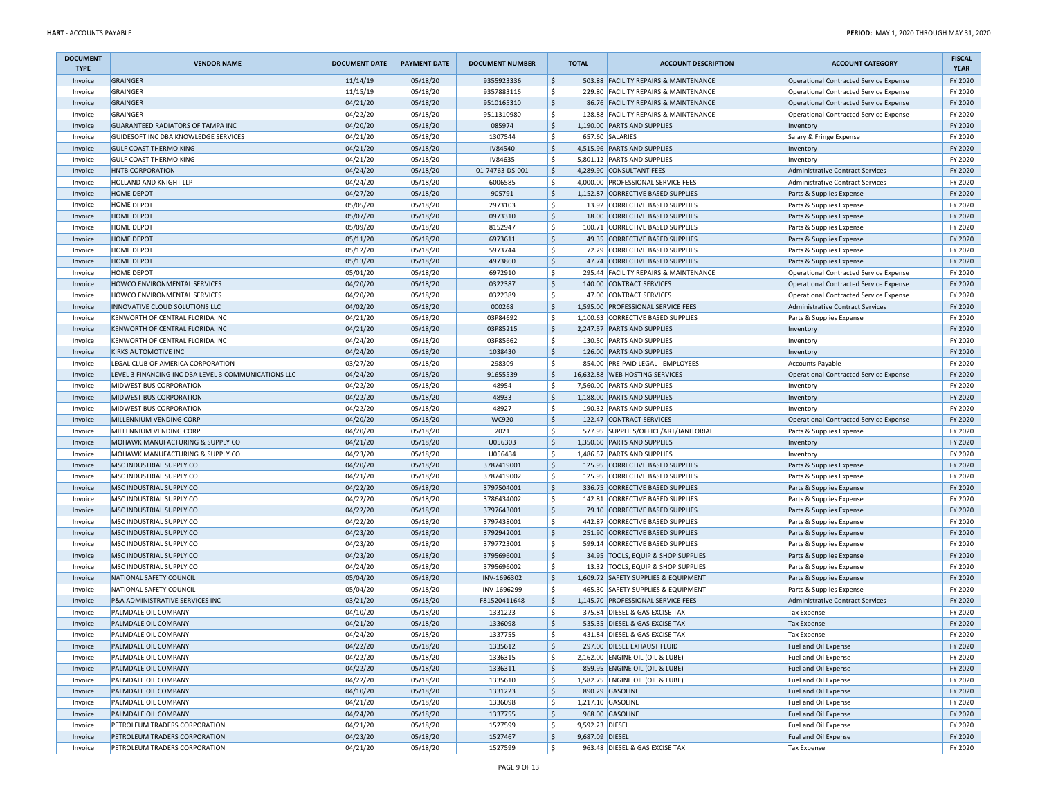| DOCUMENT TYPE | VENDOR NAME | DOCUMENT DATE | PAYMENT DATE | DOCUMENT NUMBER | TOTAL | ACCOUNT DESCRIPTION | ACCOUNT CATEGORY | FISCAL YEAR |
|---|---|---|---|---|---|---|---|---|
| Invoice | GRAINGER | 11/14/19 | 05/18/20 | 9355923336 | $ 503.88 | FACILITY REPAIRS & MAINTENANCE | Operational Contracted Service Expense | FY 2020 |
| Invoice | GRAINGER | 11/15/19 | 05/18/20 | 9357883116 | $ 229.80 | FACILITY REPAIRS & MAINTENANCE | Operational Contracted Service Expense | FY 2020 |
| Invoice | GRAINGER | 04/21/20 | 05/18/20 | 9510165310 | $ 86.76 | FACILITY REPAIRS & MAINTENANCE | Operational Contracted Service Expense | FY 2020 |
| Invoice | GRAINGER | 04/22/20 | 05/18/20 | 9511310980 | $ 128.88 | FACILITY REPAIRS & MAINTENANCE | Operational Contracted Service Expense | FY 2020 |
| Invoice | GUARANTEED RADIATORS OF TAMPA INC | 04/20/20 | 05/18/20 | 085974 | $ 1,190.00 | PARTS AND SUPPLIES | Inventory | FY 2020 |
| Invoice | GUIDESOFT INC DBA KNOWLEDGE SERVICES | 04/21/20 | 05/18/20 | 1307544 | $ 657.60 | SALARIES | Salary & Fringe Expense | FY 2020 |
| Invoice | GULF COAST THERMO KING | 04/21/20 | 05/18/20 | IV84540 | $ 4,515.96 | PARTS AND SUPPLIES | Inventory | FY 2020 |
| Invoice | GULF COAST THERMO KING | 04/21/20 | 05/18/20 | IV84635 | $ 5,801.12 | PARTS AND SUPPLIES | Inventory | FY 2020 |
| Invoice | HNTB CORPORATION | 04/24/20 | 05/18/20 | 01-74763-DS-001 | $ 4,289.90 | CONSULTANT FEES | Administrative Contract Services | FY 2020 |
| Invoice | HOLLAND AND KNIGHT LLP | 04/24/20 | 05/18/20 | 6006585 | $ 4,000.00 | PROFESSIONAL SERVICE FEES | Administrative Contract Services | FY 2020 |
| Invoice | HOME DEPOT | 04/27/20 | 05/18/20 | 905791 | $ 1,152.87 | CORRECTIVE BASED SUPPLIES | Parts & Supplies Expense | FY 2020 |
| Invoice | HOME DEPOT | 05/05/20 | 05/18/20 | 2973103 | $ 13.92 | CORRECTIVE BASED SUPPLIES | Parts & Supplies Expense | FY 2020 |
| Invoice | HOME DEPOT | 05/07/20 | 05/18/20 | 0973310 | $ 18.00 | CORRECTIVE BASED SUPPLIES | Parts & Supplies Expense | FY 2020 |
| Invoice | HOME DEPOT | 05/09/20 | 05/18/20 | 8152947 | $ 100.71 | CORRECTIVE BASED SUPPLIES | Parts & Supplies Expense | FY 2020 |
| Invoice | HOME DEPOT | 05/11/20 | 05/18/20 | 6973611 | $ 49.35 | CORRECTIVE BASED SUPPLIES | Parts & Supplies Expense | FY 2020 |
| Invoice | HOME DEPOT | 05/12/20 | 05/18/20 | 5973744 | $ 72.29 | CORRECTIVE BASED SUPPLIES | Parts & Supplies Expense | FY 2020 |
| Invoice | HOME DEPOT | 05/13/20 | 05/18/20 | 4973860 | $ 47.74 | CORRECTIVE BASED SUPPLIES | Parts & Supplies Expense | FY 2020 |
| Invoice | HOME DEPOT | 05/01/20 | 05/18/20 | 6972910 | $ 295.44 | FACILITY REPAIRS & MAINTENANCE | Operational Contracted Service Expense | FY 2020 |
| Invoice | HOWCO ENVIRONMENTAL SERVICES | 04/20/20 | 05/18/20 | 0322387 | $ 140.00 | CONTRACT SERVICES | Operational Contracted Service Expense | FY 2020 |
| Invoice | HOWCO ENVIRONMENTAL SERVICES | 04/20/20 | 05/18/20 | 0322389 | $ 47.00 | CONTRACT SERVICES | Operational Contracted Service Expense | FY 2020 |
| Invoice | INNOVATIVE CLOUD SOLUTIONS LLC | 04/02/20 | 05/18/20 | 000268 | $ 1,595.00 | PROFESSIONAL SERVICE FEES | Administrative Contract Services | FY 2020 |
| Invoice | KENWORTH OF CENTRAL FLORIDA INC | 04/21/20 | 05/18/20 | 03P84692 | $ 1,100.63 | CORRECTIVE BASED SUPPLIES | Parts & Supplies Expense | FY 2020 |
| Invoice | KENWORTH OF CENTRAL FLORIDA INC | 04/21/20 | 05/18/20 | 03P85215 | $ 2,247.57 | PARTS AND SUPPLIES | Inventory | FY 2020 |
| Invoice | KENWORTH OF CENTRAL FLORIDA INC | 04/24/20 | 05/18/20 | 03P85662 | $ 130.50 | PARTS AND SUPPLIES | Inventory | FY 2020 |
| Invoice | KIRKS AUTOMOTIVE INC | 04/24/20 | 05/18/20 | 1038430 | $ 126.00 | PARTS AND SUPPLIES | Inventory | FY 2020 |
| Invoice | LEGAL CLUB OF AMERICA CORPORATION | 03/27/20 | 05/18/20 | 298309 | $ 854.00 | PRE-PAID LEGAL - EMPLOYEES | Accounts Payable | FY 2020 |
| Invoice | LEVEL 3 FINANCING INC DBA LEVEL 3 COMMUNICATIONS LLC | 04/24/20 | 05/18/20 | 91655539 | $ 16,632.88 | WEB HOSTING SERVICES | Operational Contracted Service Expense | FY 2020 |
| Invoice | MIDWEST BUS CORPORATION | 04/22/20 | 05/18/20 | 48954 | $ 7,560.00 | PARTS AND SUPPLIES | Inventory | FY 2020 |
| Invoice | MIDWEST BUS CORPORATION | 04/22/20 | 05/18/20 | 48933 | $ 1,188.00 | PARTS AND SUPPLIES | Inventory | FY 2020 |
| Invoice | MIDWEST BUS CORPORATION | 04/22/20 | 05/18/20 | 48927 | $ 190.32 | PARTS AND SUPPLIES | Inventory | FY 2020 |
| Invoice | MILLENNIUM VENDING CORP | 04/20/20 | 05/18/20 | WC920 | $ 122.47 | CONTRACT SERVICES | Operational Contracted Service Expense | FY 2020 |
| Invoice | MILLENNIUM VENDING CORP | 04/20/20 | 05/18/20 | 2021 | $ 577.95 | SUPPLIES/OFFICE/ART/JANITORIAL | Parts & Supplies Expense | FY 2020 |
| Invoice | MOHAWK MANUFACTURING & SUPPLY CO | 04/21/20 | 05/18/20 | U056303 | $ 1,350.60 | PARTS AND SUPPLIES | Inventory | FY 2020 |
| Invoice | MOHAWK MANUFACTURING & SUPPLY CO | 04/23/20 | 05/18/20 | U056434 | $ 1,486.57 | PARTS AND SUPPLIES | Inventory | FY 2020 |
| Invoice | MSC INDUSTRIAL SUPPLY CO | 04/20/20 | 05/18/20 | 3787419001 | $ 125.95 | CORRECTIVE BASED SUPPLIES | Parts & Supplies Expense | FY 2020 |
| Invoice | MSC INDUSTRIAL SUPPLY CO | 04/21/20 | 05/18/20 | 3787419002 | $ 125.95 | CORRECTIVE BASED SUPPLIES | Parts & Supplies Expense | FY 2020 |
| Invoice | MSC INDUSTRIAL SUPPLY CO | 04/22/20 | 05/18/20 | 3797504001 | $ 336.75 | CORRECTIVE BASED SUPPLIES | Parts & Supplies Expense | FY 2020 |
| Invoice | MSC INDUSTRIAL SUPPLY CO | 04/22/20 | 05/18/20 | 3786434002 | $ 142.81 | CORRECTIVE BASED SUPPLIES | Parts & Supplies Expense | FY 2020 |
| Invoice | MSC INDUSTRIAL SUPPLY CO | 04/22/20 | 05/18/20 | 3797643001 | $ 79.10 | CORRECTIVE BASED SUPPLIES | Parts & Supplies Expense | FY 2020 |
| Invoice | MSC INDUSTRIAL SUPPLY CO | 04/22/20 | 05/18/20 | 3797438001 | $ 442.87 | CORRECTIVE BASED SUPPLIES | Parts & Supplies Expense | FY 2020 |
| Invoice | MSC INDUSTRIAL SUPPLY CO | 04/23/20 | 05/18/20 | 3792942001 | $ 251.90 | CORRECTIVE BASED SUPPLIES | Parts & Supplies Expense | FY 2020 |
| Invoice | MSC INDUSTRIAL SUPPLY CO | 04/23/20 | 05/18/20 | 3797723001 | $ 599.14 | CORRECTIVE BASED SUPPLIES | Parts & Supplies Expense | FY 2020 |
| Invoice | MSC INDUSTRIAL SUPPLY CO | 04/23/20 | 05/18/20 | 3795696001 | $ 34.95 | TOOLS, EQUIP & SHOP SUPPLIES | Parts & Supplies Expense | FY 2020 |
| Invoice | MSC INDUSTRIAL SUPPLY CO | 04/24/20 | 05/18/20 | 3795696002 | $ 13.32 | TOOLS, EQUIP & SHOP SUPPLIES | Parts & Supplies Expense | FY 2020 |
| Invoice | NATIONAL SAFETY COUNCIL | 05/04/20 | 05/18/20 | INV-1696302 | $ 1,609.72 | SAFETY SUPPLIES & EQUIPMENT | Parts & Supplies Expense | FY 2020 |
| Invoice | NATIONAL SAFETY COUNCIL | 05/04/20 | 05/18/20 | INV-1696299 | $ 465.30 | SAFETY SUPPLIES & EQUIPMENT | Parts & Supplies Expense | FY 2020 |
| Invoice | P&A ADMINISTRATIVE SERVICES INC | 03/21/20 | 05/18/20 | F81520411648 | $ 1,145.70 | PROFESSIONAL SERVICE FEES | Administrative Contract Services | FY 2020 |
| Invoice | PALMDALE OIL COMPANY | 04/10/20 | 05/18/20 | 1331223 | $ 375.84 | DIESEL & GAS EXCISE TAX | Tax Expense | FY 2020 |
| Invoice | PALMDALE OIL COMPANY | 04/21/20 | 05/18/20 | 1336098 | $ 535.35 | DIESEL & GAS EXCISE TAX | Tax Expense | FY 2020 |
| Invoice | PALMDALE OIL COMPANY | 04/24/20 | 05/18/20 | 1337755 | $ 431.84 | DIESEL & GAS EXCISE TAX | Tax Expense | FY 2020 |
| Invoice | PALMDALE OIL COMPANY | 04/22/20 | 05/18/20 | 1335612 | $ 297.00 | DIESEL EXHAUST FLUID | Fuel and Oil Expense | FY 2020 |
| Invoice | PALMDALE OIL COMPANY | 04/22/20 | 05/18/20 | 1336315 | $ 2,162.00 | ENGINE OIL (OIL & LUBE) | Fuel and Oil Expense | FY 2020 |
| Invoice | PALMDALE OIL COMPANY | 04/22/20 | 05/18/20 | 1336311 | $ 859.95 | ENGINE OIL (OIL & LUBE) | Fuel and Oil Expense | FY 2020 |
| Invoice | PALMDALE OIL COMPANY | 04/22/20 | 05/18/20 | 1335610 | $ 1,582.75 | ENGINE OIL (OIL & LUBE) | Fuel and Oil Expense | FY 2020 |
| Invoice | PALMDALE OIL COMPANY | 04/10/20 | 05/18/20 | 1331223 | $ 890.29 | GASOLINE | Fuel and Oil Expense | FY 2020 |
| Invoice | PALMDALE OIL COMPANY | 04/21/20 | 05/18/20 | 1336098 | $ 1,217.10 | GASOLINE | Fuel and Oil Expense | FY 2020 |
| Invoice | PALMDALE OIL COMPANY | 04/24/20 | 05/18/20 | 1337755 | $ 968.00 | GASOLINE | Fuel and Oil Expense | FY 2020 |
| Invoice | PETROLEUM TRADERS CORPORATION | 04/21/20 | 05/18/20 | 1527599 | $ 9,592.23 | DIESEL | Fuel and Oil Expense | FY 2020 |
| Invoice | PETROLEUM TRADERS CORPORATION | 04/23/20 | 05/18/20 | 1527467 | $ 9,687.09 | DIESEL | Fuel and Oil Expense | FY 2020 |
| Invoice | PETROLEUM TRADERS CORPORATION | 04/21/20 | 05/18/20 | 1527599 | $ 963.48 | DIESEL & GAS EXCISE TAX | Tax Expense | FY 2020 |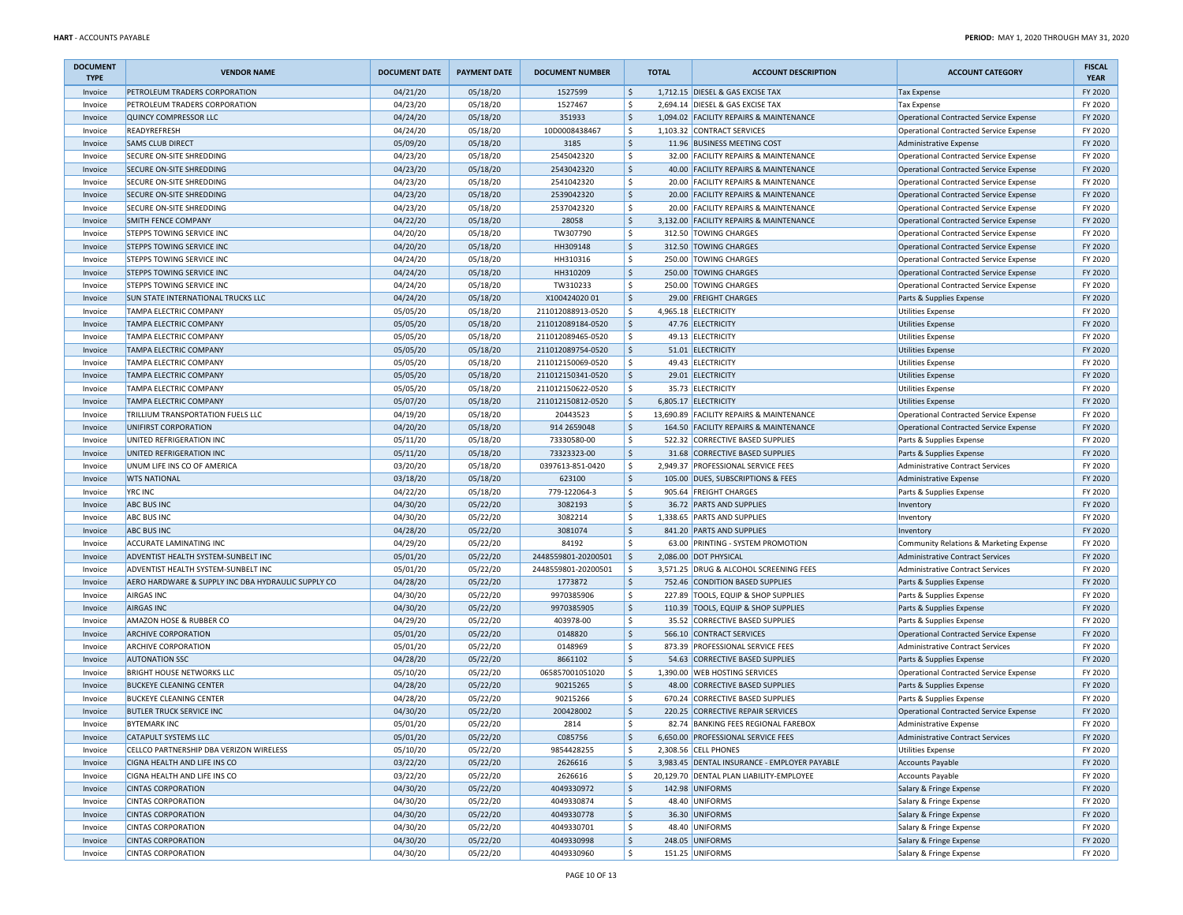| DOCUMENT TYPE | VENDOR NAME | DOCUMENT DATE | PAYMENT DATE | DOCUMENT NUMBER | TOTAL | ACCOUNT DESCRIPTION | ACCOUNT CATEGORY | FISCAL YEAR |
|---|---|---|---|---|---|---|---|---|
| Invoice | PETROLEUM TRADERS CORPORATION | 04/21/20 | 05/18/20 | 1527599 | $ 1,712.15 | DIESEL & GAS EXCISE TAX | Tax Expense | FY 2020 |
| Invoice | PETROLEUM TRADERS CORPORATION | 04/23/20 | 05/18/20 | 1527467 | $ 2,694.14 | DIESEL & GAS EXCISE TAX | Tax Expense | FY 2020 |
| Invoice | QUINCY COMPRESSOR LLC | 04/24/20 | 05/18/20 | 351933 | $ 1,094.02 | FACILITY REPAIRS & MAINTENANCE | Operational Contracted Service Expense | FY 2020 |
| Invoice | READYREFRESH | 04/24/20 | 05/18/20 | 10D0008438467 | $ 1,103.32 | CONTRACT SERVICES | Operational Contracted Service Expense | FY 2020 |
| Invoice | SAMS CLUB DIRECT | 05/09/20 | 05/18/20 | 3185 | $ 11.96 | BUSINESS MEETING COST | Administrative Expense | FY 2020 |
| Invoice | SECURE ON-SITE SHREDDING | 04/23/20 | 05/18/20 | 2545042320 | $ 32.00 | FACILITY REPAIRS & MAINTENANCE | Operational Contracted Service Expense | FY 2020 |
| Invoice | SECURE ON-SITE SHREDDING | 04/23/20 | 05/18/20 | 2543042320 | $ 40.00 | FACILITY REPAIRS & MAINTENANCE | Operational Contracted Service Expense | FY 2020 |
| Invoice | SECURE ON-SITE SHREDDING | 04/23/20 | 05/18/20 | 2541042320 | $ 20.00 | FACILITY REPAIRS & MAINTENANCE | Operational Contracted Service Expense | FY 2020 |
| Invoice | SECURE ON-SITE SHREDDING | 04/23/20 | 05/18/20 | 2539042320 | $ 20.00 | FACILITY REPAIRS & MAINTENANCE | Operational Contracted Service Expense | FY 2020 |
| Invoice | SECURE ON-SITE SHREDDING | 04/23/20 | 05/18/20 | 2537042320 | $ 20.00 | FACILITY REPAIRS & MAINTENANCE | Operational Contracted Service Expense | FY 2020 |
| Invoice | SMITH FENCE COMPANY | 04/22/20 | 05/18/20 | 28058 | $ 3,132.00 | FACILITY REPAIRS & MAINTENANCE | Operational Contracted Service Expense | FY 2020 |
| Invoice | STEPPS TOWING SERVICE INC | 04/20/20 | 05/18/20 | TW307790 | $ 312.50 | TOWING CHARGES | Operational Contracted Service Expense | FY 2020 |
| Invoice | STEPPS TOWING SERVICE INC | 04/20/20 | 05/18/20 | HH309148 | $ 312.50 | TOWING CHARGES | Operational Contracted Service Expense | FY 2020 |
| Invoice | STEPPS TOWING SERVICE INC | 04/24/20 | 05/18/20 | HH310316 | $ 250.00 | TOWING CHARGES | Operational Contracted Service Expense | FY 2020 |
| Invoice | STEPPS TOWING SERVICE INC | 04/24/20 | 05/18/20 | HH310209 | $ 250.00 | TOWING CHARGES | Operational Contracted Service Expense | FY 2020 |
| Invoice | STEPPS TOWING SERVICE INC | 04/24/20 | 05/18/20 | TW310233 | $ 250.00 | TOWING CHARGES | Operational Contracted Service Expense | FY 2020 |
| Invoice | SUN STATE INTERNATIONAL TRUCKS LLC | 04/24/20 | 05/18/20 | X100424020 01 | $ 29.00 | FREIGHT CHARGES | Parts & Supplies Expense | FY 2020 |
| Invoice | TAMPA ELECTRIC COMPANY | 05/05/20 | 05/18/20 | 211012088913-0520 | $ 4,965.18 | ELECTRICITY | Utilities Expense | FY 2020 |
| Invoice | TAMPA ELECTRIC COMPANY | 05/05/20 | 05/18/20 | 211012089184-0520 | $ 47.76 | ELECTRICITY | Utilities Expense | FY 2020 |
| Invoice | TAMPA ELECTRIC COMPANY | 05/05/20 | 05/18/20 | 211012089465-0520 | $ 49.13 | ELECTRICITY | Utilities Expense | FY 2020 |
| Invoice | TAMPA ELECTRIC COMPANY | 05/05/20 | 05/18/20 | 211012089754-0520 | $ 51.01 | ELECTRICITY | Utilities Expense | FY 2020 |
| Invoice | TAMPA ELECTRIC COMPANY | 05/05/20 | 05/18/20 | 211012150069-0520 | $ 49.43 | ELECTRICITY | Utilities Expense | FY 2020 |
| Invoice | TAMPA ELECTRIC COMPANY | 05/05/20 | 05/18/20 | 211012150341-0520 | $ 29.01 | ELECTRICITY | Utilities Expense | FY 2020 |
| Invoice | TAMPA ELECTRIC COMPANY | 05/05/20 | 05/18/20 | 211012150622-0520 | $ 35.73 | ELECTRICITY | Utilities Expense | FY 2020 |
| Invoice | TAMPA ELECTRIC COMPANY | 05/07/20 | 05/18/20 | 211012150812-0520 | $ 6,805.17 | ELECTRICITY | Utilities Expense | FY 2020 |
| Invoice | TRILLIUM TRANSPORTATION FUELS LLC | 04/19/20 | 05/18/20 | 20443523 | $ 13,690.89 | FACILITY REPAIRS & MAINTENANCE | Operational Contracted Service Expense | FY 2020 |
| Invoice | UNIFIRST CORPORATION | 04/20/20 | 05/18/20 | 914 2659048 | $ 164.50 | FACILITY REPAIRS & MAINTENANCE | Operational Contracted Service Expense | FY 2020 |
| Invoice | UNITED REFRIGERATION INC | 05/11/20 | 05/18/20 | 73330580-00 | $ 522.32 | CORRECTIVE BASED SUPPLIES | Parts & Supplies Expense | FY 2020 |
| Invoice | UNITED REFRIGERATION INC | 05/11/20 | 05/18/20 | 73323323-00 | $ 31.68 | CORRECTIVE BASED SUPPLIES | Parts & Supplies Expense | FY 2020 |
| Invoice | UNUM LIFE INS CO OF AMERICA | 03/20/20 | 05/18/20 | 0397613-851-0420 | $ 2,949.37 | PROFESSIONAL SERVICE FEES | Administrative Contract Services | FY 2020 |
| Invoice | WTS NATIONAL | 03/18/20 | 05/18/20 | 623100 | $ 105.00 | DUES, SUBSCRIPTIONS & FEES | Administrative Expense | FY 2020 |
| Invoice | YRC INC | 04/22/20 | 05/18/20 | 779-122064-3 | $ 905.64 | FREIGHT CHARGES | Parts & Supplies Expense | FY 2020 |
| Invoice | ABC BUS INC | 04/30/20 | 05/22/20 | 3082193 | $ 36.72 | PARTS AND SUPPLIES | Inventory | FY 2020 |
| Invoice | ABC BUS INC | 04/30/20 | 05/22/20 | 3082214 | $ 1,338.65 | PARTS AND SUPPLIES | Inventory | FY 2020 |
| Invoice | ABC BUS INC | 04/28/20 | 05/22/20 | 3081074 | $ 841.20 | PARTS AND SUPPLIES | Inventory | FY 2020 |
| Invoice | ACCURATE LAMINATING INC | 04/29/20 | 05/22/20 | 84192 | $ 63.00 | PRINTING - SYSTEM PROMOTION | Community Relations & Marketing Expense | FY 2020 |
| Invoice | ADVENTIST HEALTH SYSTEM-SUNBELT INC | 05/01/20 | 05/22/20 | 2448559801-20200501 | $ 2,086.00 | DOT PHYSICAL | Administrative Contract Services | FY 2020 |
| Invoice | ADVENTIST HEALTH SYSTEM-SUNBELT INC | 05/01/20 | 05/22/20 | 2448559801-20200501 | $ 3,571.25 | DRUG & ALCOHOL SCREENING FEES | Administrative Contract Services | FY 2020 |
| Invoice | AERO HARDWARE & SUPPLY INC DBA HYDRAULIC SUPPLY CO | 04/28/20 | 05/22/20 | 1773872 | $ 752.46 | CONDITION BASED SUPPLIES | Parts & Supplies Expense | FY 2020 |
| Invoice | AIRGAS INC | 04/30/20 | 05/22/20 | 9970385906 | $ 227.89 | TOOLS, EQUIP & SHOP SUPPLIES | Parts & Supplies Expense | FY 2020 |
| Invoice | AIRGAS INC | 04/30/20 | 05/22/20 | 9970385905 | $ 110.39 | TOOLS, EQUIP & SHOP SUPPLIES | Parts & Supplies Expense | FY 2020 |
| Invoice | AMAZON HOSE & RUBBER CO | 04/29/20 | 05/22/20 | 403978-00 | $ 35.52 | CORRECTIVE BASED SUPPLIES | Parts & Supplies Expense | FY 2020 |
| Invoice | ARCHIVE CORPORATION | 05/01/20 | 05/22/20 | 0148820 | $ 566.10 | CONTRACT SERVICES | Operational Contracted Service Expense | FY 2020 |
| Invoice | ARCHIVE CORPORATION | 05/01/20 | 05/22/20 | 0148969 | $ 873.39 | PROFESSIONAL SERVICE FEES | Administrative Contract Services | FY 2020 |
| Invoice | AUTONATION SSC | 04/28/20 | 05/22/20 | 8661102 | $ 54.63 | CORRECTIVE BASED SUPPLIES | Parts & Supplies Expense | FY 2020 |
| Invoice | BRIGHT HOUSE NETWORKS LLC | 05/10/20 | 05/22/20 | 065857001051020 | $ 1,390.00 | WEB HOSTING SERVICES | Operational Contracted Service Expense | FY 2020 |
| Invoice | BUCKEYE CLEANING CENTER | 04/28/20 | 05/22/20 | 90215265 | $ 48.00 | CORRECTIVE BASED SUPPLIES | Parts & Supplies Expense | FY 2020 |
| Invoice | BUCKEYE CLEANING CENTER | 04/28/20 | 05/22/20 | 90215266 | $ 670.24 | CORRECTIVE BASED SUPPLIES | Parts & Supplies Expense | FY 2020 |
| Invoice | BUTLER TRUCK SERVICE INC | 04/30/20 | 05/22/20 | 200428002 | $ 220.25 | CORRECTIVE REPAIR SERVICES | Operational Contracted Service Expense | FY 2020 |
| Invoice | BYTEMARK INC | 05/01/20 | 05/22/20 | 2814 | $ 82.74 | BANKING FEES REGIONAL FAREBOX | Administrative Expense | FY 2020 |
| Invoice | CATAPULT SYSTEMS LLC | 05/01/20 | 05/22/20 | C085756 | $ 6,650.00 | PROFESSIONAL SERVICE FEES | Administrative Contract Services | FY 2020 |
| Invoice | CELLCO PARTNERSHIP DBA VERIZON WIRELESS | 05/10/20 | 05/22/20 | 9854428255 | $ 2,308.56 | CELL PHONES | Utilities Expense | FY 2020 |
| Invoice | CIGNA HEALTH AND LIFE INS CO | 03/22/20 | 05/22/20 | 2626616 | $ 3,983.45 | DENTAL INSURANCE - EMPLOYER PAYABLE | Accounts Payable | FY 2020 |
| Invoice | CIGNA HEALTH AND LIFE INS CO | 03/22/20 | 05/22/20 | 2626616 | $ 20,129.70 | DENTAL PLAN LIABILITY-EMPLOYEE | Accounts Payable | FY 2020 |
| Invoice | CINTAS CORPORATION | 04/30/20 | 05/22/20 | 4049330972 | $ 142.98 | UNIFORMS | Salary & Fringe Expense | FY 2020 |
| Invoice | CINTAS CORPORATION | 04/30/20 | 05/22/20 | 4049330874 | $ 48.40 | UNIFORMS | Salary & Fringe Expense | FY 2020 |
| Invoice | CINTAS CORPORATION | 04/30/20 | 05/22/20 | 4049330778 | $ 36.30 | UNIFORMS | Salary & Fringe Expense | FY 2020 |
| Invoice | CINTAS CORPORATION | 04/30/20 | 05/22/20 | 4049330701 | $ 48.40 | UNIFORMS | Salary & Fringe Expense | FY 2020 |
| Invoice | CINTAS CORPORATION | 04/30/20 | 05/22/20 | 4049330998 | $ 248.05 | UNIFORMS | Salary & Fringe Expense | FY 2020 |
| Invoice | CINTAS CORPORATION | 04/30/20 | 05/22/20 | 4049330960 | $ 151.25 | UNIFORMS | Salary & Fringe Expense | FY 2020 |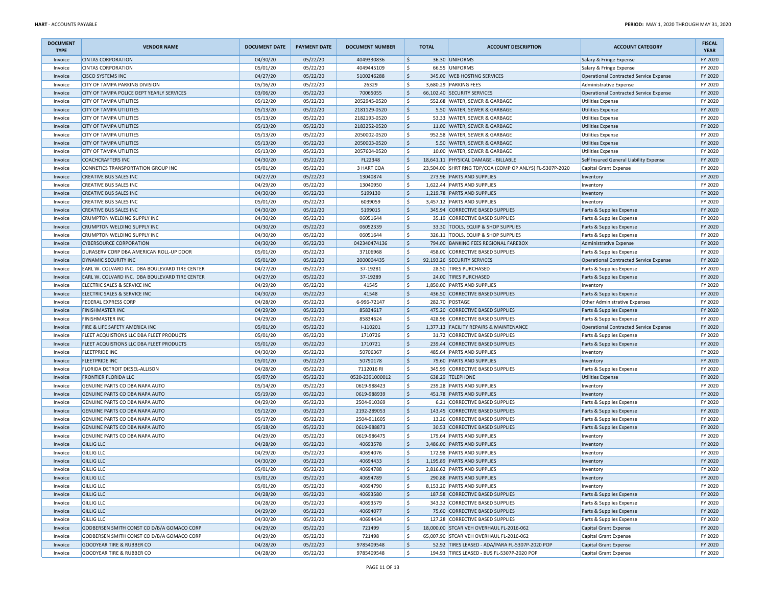| DOCUMENT TYPE | VENDOR NAME | DOCUMENT DATE | PAYMENT DATE | DOCUMENT NUMBER | TOTAL | ACCOUNT DESCRIPTION | ACCOUNT CATEGORY | FISCAL YEAR |
|---|---|---|---|---|---|---|---|---|
| Invoice | CINTAS CORPORATION | 04/30/20 | 05/22/20 | 4049330836 | $ 36.30 | UNIFORMS | Salary & Fringe Expense | FY 2020 |
| Invoice | CINTAS CORPORATION | 05/01/20 | 05/22/20 | 4049445109 | $ 66.55 | UNIFORMS | Salary & Fringe Expense | FY 2020 |
| Invoice | CISCO SYSTEMS INC | 04/27/20 | 05/22/20 | 5100246288 | $ 345.00 | WEB HOSTING SERVICES | Operational Contracted Service Expense | FY 2020 |
| Invoice | CITY OF TAMPA PARKING DIVISION | 05/16/20 | 05/22/20 | 26329 | $ 3,680.29 | PARKING FEES | Administrative Expense | FY 2020 |
| Invoice | CITY OF TAMPA POLICE DEPT YEARLY SERVICES | 03/06/20 | 05/22/20 | 70065055 | $ 66,102.40 | SECURITY SERVICES | Operational Contracted Service Expense | FY 2020 |
| Invoice | CITY OF TAMPA UTILITIES | 05/12/20 | 05/22/20 | 2052945-0520 | $ 552.68 | WATER, SEWER & GARBAGE | Utilities Expense | FY 2020 |
| Invoice | CITY OF TAMPA UTILITIES | 05/13/20 | 05/22/20 | 2181129-0520 | $ 5.50 | WATER, SEWER & GARBAGE | Utilities Expense | FY 2020 |
| Invoice | CITY OF TAMPA UTILITIES | 05/13/20 | 05/22/20 | 2182193-0520 | $ 53.33 | WATER, SEWER & GARBAGE | Utilities Expense | FY 2020 |
| Invoice | CITY OF TAMPA UTILITIES | 05/13/20 | 05/22/20 | 2183252-0520 | $ 11.00 | WATER, SEWER & GARBAGE | Utilities Expense | FY 2020 |
| Invoice | CITY OF TAMPA UTILITIES | 05/13/20 | 05/22/20 | 2050002-0520 | $ 952.58 | WATER, SEWER & GARBAGE | Utilities Expense | FY 2020 |
| Invoice | CITY OF TAMPA UTILITIES | 05/13/20 | 05/22/20 | 2050003-0520 | $ 5.50 | WATER, SEWER & GARBAGE | Utilities Expense | FY 2020 |
| Invoice | CITY OF TAMPA UTILITIES | 05/13/20 | 05/22/20 | 2057604-0520 | $ 10.00 | WATER, SEWER & GARBAGE | Utilities Expense | FY 2020 |
| Invoice | COACHCRAFTERS INC | 04/30/20 | 05/22/20 | FL22348 | $ 18,641.11 | PHYSICAL DAMAGE - BILLABLE | Self Insured General Liability Expense | FY 2020 |
| Invoice | CONNETICS TRANSPORTATION GROUP INC | 05/01/20 | 05/22/20 | 3 HART COA | $ 23,504.00 | SHRT RNG TDP/COA (COMP OP ANLYS) FL-5307P-2020 | Capital Grant Expense | FY 2020 |
| Invoice | CREATIVE BUS SALES INC | 04/27/20 | 05/22/20 | 13040874 | $ 273.96 | PARTS AND SUPPLIES | Inventory | FY 2020 |
| Invoice | CREATIVE BUS SALES INC | 04/29/20 | 05/22/20 | 13040950 | $ 1,622.44 | PARTS AND SUPPLIES | Inventory | FY 2020 |
| Invoice | CREATIVE BUS SALES INC | 04/30/20 | 05/22/20 | 5199130 | $ 1,219.78 | PARTS AND SUPPLIES | Inventory | FY 2020 |
| Invoice | CREATIVE BUS SALES INC | 05/01/20 | 05/22/20 | 6039059 | $ 3,457.12 | PARTS AND SUPPLIES | Inventory | FY 2020 |
| Invoice | CREATIVE BUS SALES INC | 04/30/20 | 05/22/20 | 5199015 | $ 345.94 | CORRECTIVE BASED SUPPLIES | Parts & Supplies Expense | FY 2020 |
| Invoice | CRUMPTON WELDING SUPPLY INC | 04/30/20 | 05/22/20 | 06051644 | $ 35.19 | CORRECTIVE BASED SUPPLIES | Parts & Supplies Expense | FY 2020 |
| Invoice | CRUMPTON WELDING SUPPLY INC | 04/30/20 | 05/22/20 | 06052339 | $ 33.30 | TOOLS, EQUIP & SHOP SUPPLIES | Parts & Supplies Expense | FY 2020 |
| Invoice | CRUMPTON WELDING SUPPLY INC | 04/30/20 | 05/22/20 | 06051644 | $ 326.11 | TOOLS, EQUIP & SHOP SUPPLIES | Parts & Supplies Expense | FY 2020 |
| Invoice | CYBERSOURCE CORPORATION | 04/30/20 | 05/22/20 | 042340474136 | $ 794.00 | BANKING FEES REGIONAL FAREBOX | Administrative Expense | FY 2020 |
| Invoice | DURASERV CORP DBA AMERICAN ROLL-UP DOOR | 05/01/20 | 05/22/20 | 37106968 | $ 458.00 | CORRECTIVE BASED SUPPLIES | Parts & Supplies Expense | FY 2020 |
| Invoice | DYNAMIC SECURITY INC | 05/01/20 | 05/22/20 | 2000004435 | $ 92,193.26 | SECURITY SERVICES | Operational Contracted Service Expense | FY 2020 |
| Invoice | EARL W. COLVARD INC. DBA BOULEVARD TIRE CENTER | 04/27/20 | 05/22/20 | 37-19281 | $ 28.50 | TIRES PURCHASED | Parts & Supplies Expense | FY 2020 |
| Invoice | EARL W. COLVARD INC. DBA BOULEVARD TIRE CENTER | 04/27/20 | 05/22/20 | 37-19289 | $ 24.00 | TIRES PURCHASED | Parts & Supplies Expense | FY 2020 |
| Invoice | ELECTRIC SALES & SERVICE INC | 04/29/20 | 05/22/20 | 41545 | $ 1,850.00 | PARTS AND SUPPLIES | Inventory | FY 2020 |
| Invoice | ELECTRIC SALES & SERVICE INC | 04/30/20 | 05/22/20 | 41548 | $ 436.50 | CORRECTIVE BASED SUPPLIES | Parts & Supplies Expense | FY 2020 |
| Invoice | FEDERAL EXPRESS CORP | 04/28/20 | 05/22/20 | 6-996-72147 | $ 282.70 | POSTAGE | Other Administrative Expenses | FY 2020 |
| Invoice | FINISHMASTER INC | 04/29/20 | 05/22/20 | 85834617 | $ 475.20 | CORRECTIVE BASED SUPPLIES | Parts & Supplies Expense | FY 2020 |
| Invoice | FINISHMASTER INC | 04/29/20 | 05/22/20 | 85834624 | $ 428.96 | CORRECTIVE BASED SUPPLIES | Parts & Supplies Expense | FY 2020 |
| Invoice | FIRE & LIFE SAFETY AMERICA INC | 05/01/20 | 05/22/20 | I-110201 | $ 1,377.13 | FACILITY REPAIRS & MAINTENANCE | Operational Contracted Service Expense | FY 2020 |
| Invoice | FLEET ACQUISTIONS LLC DBA FLEET PRODUCTS | 05/01/20 | 05/22/20 | 1710726 | $ 31.72 | CORRECTIVE BASED SUPPLIES | Parts & Supplies Expense | FY 2020 |
| Invoice | FLEET ACQUISTIONS LLC DBA FLEET PRODUCTS | 05/01/20 | 05/22/20 | 1710721 | $ 239.44 | CORRECTIVE BASED SUPPLIES | Parts & Supplies Expense | FY 2020 |
| Invoice | FLEETPRIDE INC | 04/30/20 | 05/22/20 | 50706367 | $ 485.64 | PARTS AND SUPPLIES | Inventory | FY 2020 |
| Invoice | FLEETPRIDE INC | 05/01/20 | 05/22/20 | 50790178 | $ 79.60 | PARTS AND SUPPLIES | Inventory | FY 2020 |
| Invoice | FLORIDA DETROIT DIESEL-ALLISON | 04/28/20 | 05/22/20 | 7112016 RI | $ 345.99 | CORRECTIVE BASED SUPPLIES | Parts & Supplies Expense | FY 2020 |
| Invoice | FRONTIER FLORIDA LLC | 05/07/20 | 05/22/20 | 0520-2391000012 | $ 638.29 | TELEPHONE | Utilities Expense | FY 2020 |
| Invoice | GENUINE PARTS CO DBA NAPA AUTO | 05/14/20 | 05/22/20 | 0619-988423 | $ 239.28 | PARTS AND SUPPLIES | Inventory | FY 2020 |
| Invoice | GENUINE PARTS CO DBA NAPA AUTO | 05/19/20 | 05/22/20 | 0619-988939 | $ 451.78 | PARTS AND SUPPLIES | Inventory | FY 2020 |
| Invoice | GENUINE PARTS CO DBA NAPA AUTO | 04/29/20 | 05/22/20 | 2504-910369 | $ 6.21 | CORRECTIVE BASED SUPPLIES | Parts & Supplies Expense | FY 2020 |
| Invoice | GENUINE PARTS CO DBA NAPA AUTO | 05/12/20 | 05/22/20 | 2192-289053 | $ 143.45 | CORRECTIVE BASED SUPPLIES | Parts & Supplies Expense | FY 2020 |
| Invoice | GENUINE PARTS CO DBA NAPA AUTO | 05/17/20 | 05/22/20 | 2504-911605 | $ 13.26 | CORRECTIVE BASED SUPPLIES | Parts & Supplies Expense | FY 2020 |
| Invoice | GENUINE PARTS CO DBA NAPA AUTO | 05/18/20 | 05/22/20 | 0619-988873 | $ 30.53 | CORRECTIVE BASED SUPPLIES | Parts & Supplies Expense | FY 2020 |
| Invoice | GENUINE PARTS CO DBA NAPA AUTO | 04/29/20 | 05/22/20 | 0619-986475 | $ 179.64 | PARTS AND SUPPLIES | Inventory | FY 2020 |
| Invoice | GILLIG LLC | 04/28/20 | 05/22/20 | 40693578 | $ 3,486.00 | PARTS AND SUPPLIES | Inventory | FY 2020 |
| Invoice | GILLIG LLC | 04/29/20 | 05/22/20 | 40694076 | $ 172.98 | PARTS AND SUPPLIES | Inventory | FY 2020 |
| Invoice | GILLIG LLC | 04/30/20 | 05/22/20 | 40694433 | $ 1,195.89 | PARTS AND SUPPLIES | Inventory | FY 2020 |
| Invoice | GILLIG LLC | 05/01/20 | 05/22/20 | 40694788 | $ 2,816.62 | PARTS AND SUPPLIES | Inventory | FY 2020 |
| Invoice | GILLIG LLC | 05/01/20 | 05/22/20 | 40694789 | $ 290.88 | PARTS AND SUPPLIES | Inventory | FY 2020 |
| Invoice | GILLIG LLC | 05/01/20 | 05/22/20 | 40694790 | $ 8,153.20 | PARTS AND SUPPLIES | Inventory | FY 2020 |
| Invoice | GILLIG LLC | 04/28/20 | 05/22/20 | 40693580 | $ 187.58 | CORRECTIVE BASED SUPPLIES | Parts & Supplies Expense | FY 2020 |
| Invoice | GILLIG LLC | 04/28/20 | 05/22/20 | 40693579 | $ 343.32 | CORRECTIVE BASED SUPPLIES | Parts & Supplies Expense | FY 2020 |
| Invoice | GILLIG LLC | 04/29/20 | 05/22/20 | 40694077 | $ 75.60 | CORRECTIVE BASED SUPPLIES | Parts & Supplies Expense | FY 2020 |
| Invoice | GILLIG LLC | 04/30/20 | 05/22/20 | 40694434 | $ 127.28 | CORRECTIVE BASED SUPPLIES | Parts & Supplies Expense | FY 2020 |
| Invoice | GODBERSEN SMITH CONST CO D/B/A GOMACO CORP | 04/29/20 | 05/22/20 | 721499 | $ 18,000.00 | STCAR VEH OVERHAUL FL-2016-062 | Capital Grant Expense | FY 2020 |
| Invoice | GODBERSEN SMITH CONST CO D/B/A GOMACO CORP | 04/29/20 | 05/22/20 | 721498 | $ 65,007.90 | STCAR VEH OVERHAUL FL-2016-062 | Capital Grant Expense | FY 2020 |
| Invoice | GOODYEAR TIRE & RUBBER CO | 04/28/20 | 05/22/20 | 9785409548 | $ 52.92 | TIRES LEASED - ADA/PARA FL-5307P-2020 POP | Capital Grant Expense | FY 2020 |
| Invoice | GOODYEAR TIRE & RUBBER CO | 04/28/20 | 05/22/20 | 9785409548 | $ 194.93 | TIRES LEASED - BUS FL-5307P-2020 POP | Capital Grant Expense | FY 2020 |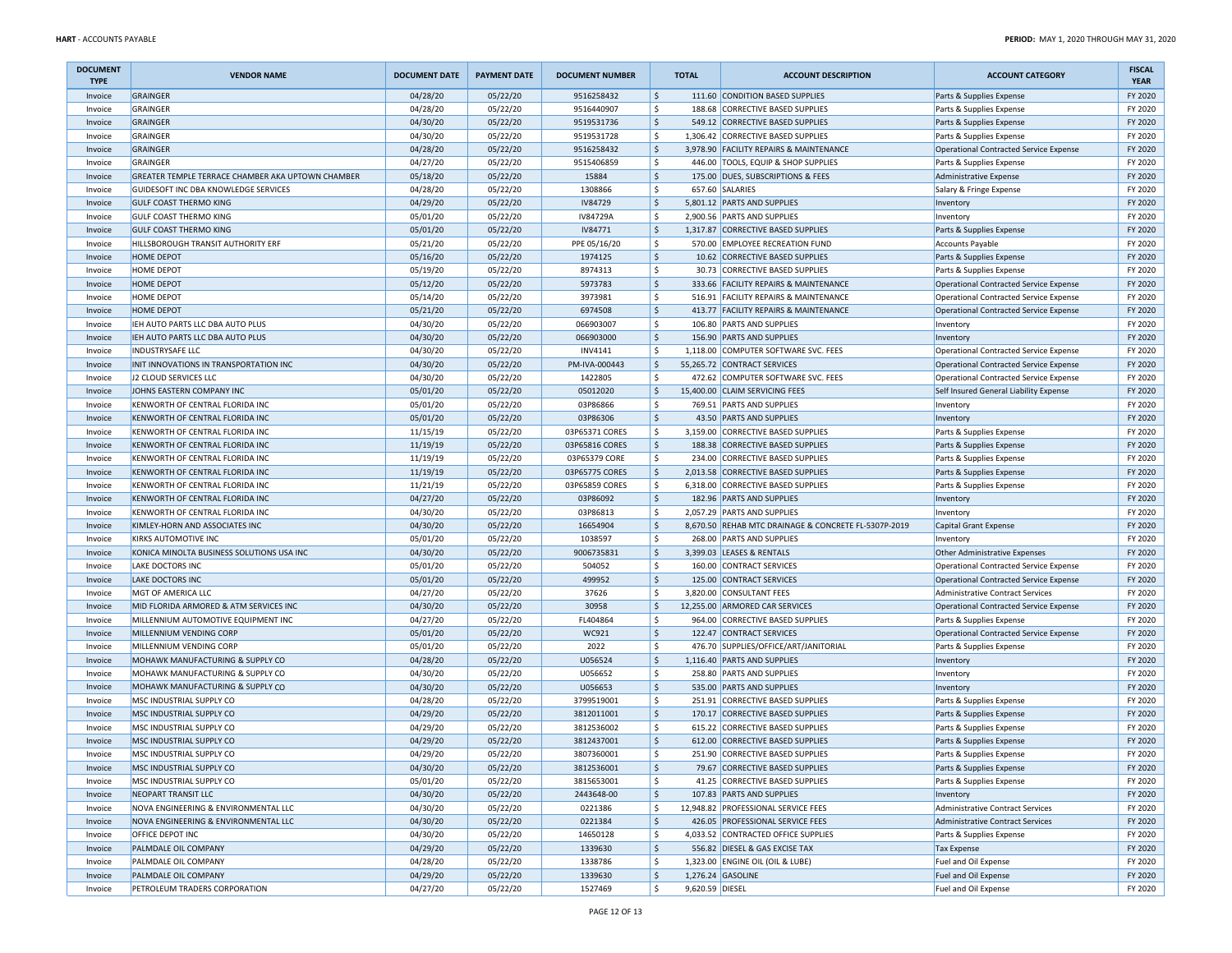| DOCUMENT TYPE | VENDOR NAME | DOCUMENT DATE | PAYMENT DATE | DOCUMENT NUMBER | TOTAL | ACCOUNT DESCRIPTION | ACCOUNT CATEGORY | FISCAL YEAR |
|---|---|---|---|---|---|---|---|---|
| Invoice | GRAINGER | 04/28/20 | 05/22/20 | 9516258432 | $ 111.60 | CONDITION BASED SUPPLIES | Parts & Supplies Expense | FY 2020 |
| Invoice | GRAINGER | 04/28/20 | 05/22/20 | 9516440907 | $ 188.68 | CORRECTIVE BASED SUPPLIES | Parts & Supplies Expense | FY 2020 |
| Invoice | GRAINGER | 04/30/20 | 05/22/20 | 9519531736 | $ 549.12 | CORRECTIVE BASED SUPPLIES | Parts & Supplies Expense | FY 2020 |
| Invoice | GRAINGER | 04/30/20 | 05/22/20 | 9519531728 | $ 1,306.42 | CORRECTIVE BASED SUPPLIES | Parts & Supplies Expense | FY 2020 |
| Invoice | GRAINGER | 04/28/20 | 05/22/20 | 9516258432 | $ 3,978.90 | FACILITY REPAIRS & MAINTENANCE | Operational Contracted Service Expense | FY 2020 |
| Invoice | GRAINGER | 04/27/20 | 05/22/20 | 9515406859 | $ 446.00 | TOOLS, EQUIP & SHOP SUPPLIES | Parts & Supplies Expense | FY 2020 |
| Invoice | GREATER TEMPLE TERRACE CHAMBER AKA UPTOWN CHAMBER | 05/18/20 | 05/22/20 | 15884 | $ 175.00 | DUES, SUBSCRIPTIONS & FEES | Administrative Expense | FY 2020 |
| Invoice | GUIDESOFT INC DBA KNOWLEDGE SERVICES | 04/28/20 | 05/22/20 | 1308866 | $ 657.60 | SALARIES | Salary & Fringe Expense | FY 2020 |
| Invoice | GULF COAST THERMO KING | 04/29/20 | 05/22/20 | IV84729 | $ 5,801.12 | PARTS AND SUPPLIES | Inventory | FY 2020 |
| Invoice | GULF COAST THERMO KING | 05/01/20 | 05/22/20 | IV84729A | $ 2,900.56 | PARTS AND SUPPLIES | Inventory | FY 2020 |
| Invoice | GULF COAST THERMO KING | 05/01/20 | 05/22/20 | IV84771 | $ 1,317.87 | CORRECTIVE BASED SUPPLIES | Parts & Supplies Expense | FY 2020 |
| Invoice | HILLSBOROUGH TRANSIT AUTHORITY ERF | 05/21/20 | 05/22/20 | PPE 05/16/20 | $ 570.00 | EMPLOYEE RECREATION FUND | Accounts Payable | FY 2020 |
| Invoice | HOME DEPOT | 05/16/20 | 05/22/20 | 1974125 | $ 10.62 | CORRECTIVE BASED SUPPLIES | Parts & Supplies Expense | FY 2020 |
| Invoice | HOME DEPOT | 05/19/20 | 05/22/20 | 8974313 | $ 30.73 | CORRECTIVE BASED SUPPLIES | Parts & Supplies Expense | FY 2020 |
| Invoice | HOME DEPOT | 05/12/20 | 05/22/20 | 5973783 | $ 333.66 | FACILITY REPAIRS & MAINTENANCE | Operational Contracted Service Expense | FY 2020 |
| Invoice | HOME DEPOT | 05/14/20 | 05/22/20 | 3973981 | $ 516.91 | FACILITY REPAIRS & MAINTENANCE | Operational Contracted Service Expense | FY 2020 |
| Invoice | HOME DEPOT | 05/21/20 | 05/22/20 | 6974508 | $ 413.77 | FACILITY REPAIRS & MAINTENANCE | Operational Contracted Service Expense | FY 2020 |
| Invoice | IEH AUTO PARTS LLC DBA AUTO PLUS | 04/30/20 | 05/22/20 | 066903007 | $ 106.80 | PARTS AND SUPPLIES | Inventory | FY 2020 |
| Invoice | IEH AUTO PARTS LLC DBA AUTO PLUS | 04/30/20 | 05/22/20 | 066903000 | $ 156.90 | PARTS AND SUPPLIES | Inventory | FY 2020 |
| Invoice | INDUSTRYSAFE LLC | 04/30/20 | 05/22/20 | INV4141 | $ 1,118.00 | COMPUTER SOFTWARE SVC. FEES | Operational Contracted Service Expense | FY 2020 |
| Invoice | INIT INNOVATIONS IN TRANSPORTATION INC | 04/30/20 | 05/22/20 | PM-IVA-000443 | $ 55,265.72 | CONTRACT SERVICES | Operational Contracted Service Expense | FY 2020 |
| Invoice | J2 CLOUD SERVICES LLC | 04/30/20 | 05/22/20 | 1422805 | $ 472.62 | COMPUTER SOFTWARE SVC. FEES | Operational Contracted Service Expense | FY 2020 |
| Invoice | JOHNS EASTERN COMPANY INC | 05/01/20 | 05/22/20 | 05012020 | $ 15,400.00 | CLAIM SERVICING FEES | Self Insured General Liability Expense | FY 2020 |
| Invoice | KENWORTH OF CENTRAL FLORIDA INC | 05/01/20 | 05/22/20 | 03P86866 | $ 769.51 | PARTS AND SUPPLIES | Inventory | FY 2020 |
| Invoice | KENWORTH OF CENTRAL FLORIDA INC | 05/01/20 | 05/22/20 | 03P86306 | $ 43.50 | PARTS AND SUPPLIES | Inventory | FY 2020 |
| Invoice | KENWORTH OF CENTRAL FLORIDA INC | 11/15/19 | 05/22/20 | 03P65371 CORES | $ 3,159.00 | CORRECTIVE BASED SUPPLIES | Parts & Supplies Expense | FY 2020 |
| Invoice | KENWORTH OF CENTRAL FLORIDA INC | 11/19/19 | 05/22/20 | 03P65816 CORES | $ 188.38 | CORRECTIVE BASED SUPPLIES | Parts & Supplies Expense | FY 2020 |
| Invoice | KENWORTH OF CENTRAL FLORIDA INC | 11/19/19 | 05/22/20 | 03P65379 CORE | $ 234.00 | CORRECTIVE BASED SUPPLIES | Parts & Supplies Expense | FY 2020 |
| Invoice | KENWORTH OF CENTRAL FLORIDA INC | 11/19/19 | 05/22/20 | 03P65775 CORES | $ 2,013.58 | CORRECTIVE BASED SUPPLIES | Parts & Supplies Expense | FY 2020 |
| Invoice | KENWORTH OF CENTRAL FLORIDA INC | 11/21/19 | 05/22/20 | 03P65859 CORES | $ 6,318.00 | CORRECTIVE BASED SUPPLIES | Parts & Supplies Expense | FY 2020 |
| Invoice | KENWORTH OF CENTRAL FLORIDA INC | 04/27/20 | 05/22/20 | 03P86092 | $ 182.96 | PARTS AND SUPPLIES | Inventory | FY 2020 |
| Invoice | KENWORTH OF CENTRAL FLORIDA INC | 04/30/20 | 05/22/20 | 03P86813 | $ 2,057.29 | PARTS AND SUPPLIES | Inventory | FY 2020 |
| Invoice | KIMLEY-HORN AND ASSOCIATES INC | 04/30/20 | 05/22/20 | 16654904 | $ 8,670.50 | REHAB MTC DRAINAGE & CONCRETE FL-5307P-2019 | Capital Grant Expense | FY 2020 |
| Invoice | KIRKS AUTOMOTIVE INC | 05/01/20 | 05/22/20 | 1038597 | $ 268.00 | PARTS AND SUPPLIES | Inventory | FY 2020 |
| Invoice | KONICA MINOLTA BUSINESS SOLUTIONS USA INC | 04/30/20 | 05/22/20 | 9006735831 | $ 3,399.03 | LEASES & RENTALS | Other Administrative Expenses | FY 2020 |
| Invoice | LAKE DOCTORS INC | 05/01/20 | 05/22/20 | 504052 | $ 160.00 | CONTRACT SERVICES | Operational Contracted Service Expense | FY 2020 |
| Invoice | LAKE DOCTORS INC | 05/01/20 | 05/22/20 | 499952 | $ 125.00 | CONTRACT SERVICES | Operational Contracted Service Expense | FY 2020 |
| Invoice | MGT OF AMERICA LLC | 04/27/20 | 05/22/20 | 37626 | $ 3,820.00 | CONSULTANT FEES | Administrative Contract Services | FY 2020 |
| Invoice | MID FLORIDA ARMORED & ATM SERVICES INC | 04/30/20 | 05/22/20 | 30958 | $ 12,255.00 | ARMORED CAR SERVICES | Operational Contracted Service Expense | FY 2020 |
| Invoice | MILLENNIUM AUTOMOTIVE EQUIPMENT INC | 04/27/20 | 05/22/20 | FL404864 | $ 964.00 | CORRECTIVE BASED SUPPLIES | Parts & Supplies Expense | FY 2020 |
| Invoice | MILLENNIUM VENDING CORP | 05/01/20 | 05/22/20 | WC921 | $ 122.47 | CONTRACT SERVICES | Operational Contracted Service Expense | FY 2020 |
| Invoice | MILLENNIUM VENDING CORP | 05/01/20 | 05/22/20 | 2022 | $ 476.70 | SUPPLIES/OFFICE/ART/JANITORIAL | Parts & Supplies Expense | FY 2020 |
| Invoice | MOHAWK MANUFACTURING & SUPPLY CO | 04/28/20 | 05/22/20 | U056524 | $ 1,116.40 | PARTS AND SUPPLIES | Inventory | FY 2020 |
| Invoice | MOHAWK MANUFACTURING & SUPPLY CO | 04/30/20 | 05/22/20 | U056652 | $ 258.80 | PARTS AND SUPPLIES | Inventory | FY 2020 |
| Invoice | MOHAWK MANUFACTURING & SUPPLY CO | 04/30/20 | 05/22/20 | U056653 | $ 535.00 | PARTS AND SUPPLIES | Inventory | FY 2020 |
| Invoice | MSC INDUSTRIAL SUPPLY CO | 04/28/20 | 05/22/20 | 3799519001 | $ 251.91 | CORRECTIVE BASED SUPPLIES | Parts & Supplies Expense | FY 2020 |
| Invoice | MSC INDUSTRIAL SUPPLY CO | 04/29/20 | 05/22/20 | 3812011001 | $ 170.17 | CORRECTIVE BASED SUPPLIES | Parts & Supplies Expense | FY 2020 |
| Invoice | MSC INDUSTRIAL SUPPLY CO | 04/29/20 | 05/22/20 | 3812536002 | $ 615.22 | CORRECTIVE BASED SUPPLIES | Parts & Supplies Expense | FY 2020 |
| Invoice | MSC INDUSTRIAL SUPPLY CO | 04/29/20 | 05/22/20 | 3812437001 | $ 612.00 | CORRECTIVE BASED SUPPLIES | Parts & Supplies Expense | FY 2020 |
| Invoice | MSC INDUSTRIAL SUPPLY CO | 04/29/20 | 05/22/20 | 3807360001 | $ 251.90 | CORRECTIVE BASED SUPPLIES | Parts & Supplies Expense | FY 2020 |
| Invoice | MSC INDUSTRIAL SUPPLY CO | 04/30/20 | 05/22/20 | 3812536001 | $ 79.67 | CORRECTIVE BASED SUPPLIES | Parts & Supplies Expense | FY 2020 |
| Invoice | MSC INDUSTRIAL SUPPLY CO | 05/01/20 | 05/22/20 | 3815653001 | $ 41.25 | CORRECTIVE BASED SUPPLIES | Parts & Supplies Expense | FY 2020 |
| Invoice | NEOPART TRANSIT LLC | 04/30/20 | 05/22/20 | 2443648-00 | $ 107.83 | PARTS AND SUPPLIES | Inventory | FY 2020 |
| Invoice | NOVA ENGINEERING & ENVIRONMENTAL LLC | 04/30/20 | 05/22/20 | 0221386 | $ 12,948.82 | PROFESSIONAL SERVICE FEES | Administrative Contract Services | FY 2020 |
| Invoice | NOVA ENGINEERING & ENVIRONMENTAL LLC | 04/30/20 | 05/22/20 | 0221384 | $ 426.05 | PROFESSIONAL SERVICE FEES | Administrative Contract Services | FY 2020 |
| Invoice | OFFICE DEPOT INC | 04/30/20 | 05/22/20 | 14650128 | $ 4,033.52 | CONTRACTED OFFICE SUPPLIES | Parts & Supplies Expense | FY 2020 |
| Invoice | PALMDALE OIL COMPANY | 04/29/20 | 05/22/20 | 1339630 | $ 556.82 | DIESEL & GAS EXCISE TAX | Tax Expense | FY 2020 |
| Invoice | PALMDALE OIL COMPANY | 04/28/20 | 05/22/20 | 1338786 | $ 1,323.00 | ENGINE OIL (OIL & LUBE) | Fuel and Oil Expense | FY 2020 |
| Invoice | PALMDALE OIL COMPANY | 04/29/20 | 05/22/20 | 1339630 | $ 1,276.24 | GASOLINE | Fuel and Oil Expense | FY 2020 |
| Invoice | PETROLEUM TRADERS CORPORATION | 04/27/20 | 05/22/20 | 1527469 | $ 9,620.59 | DIESEL | Fuel and Oil Expense | FY 2020 |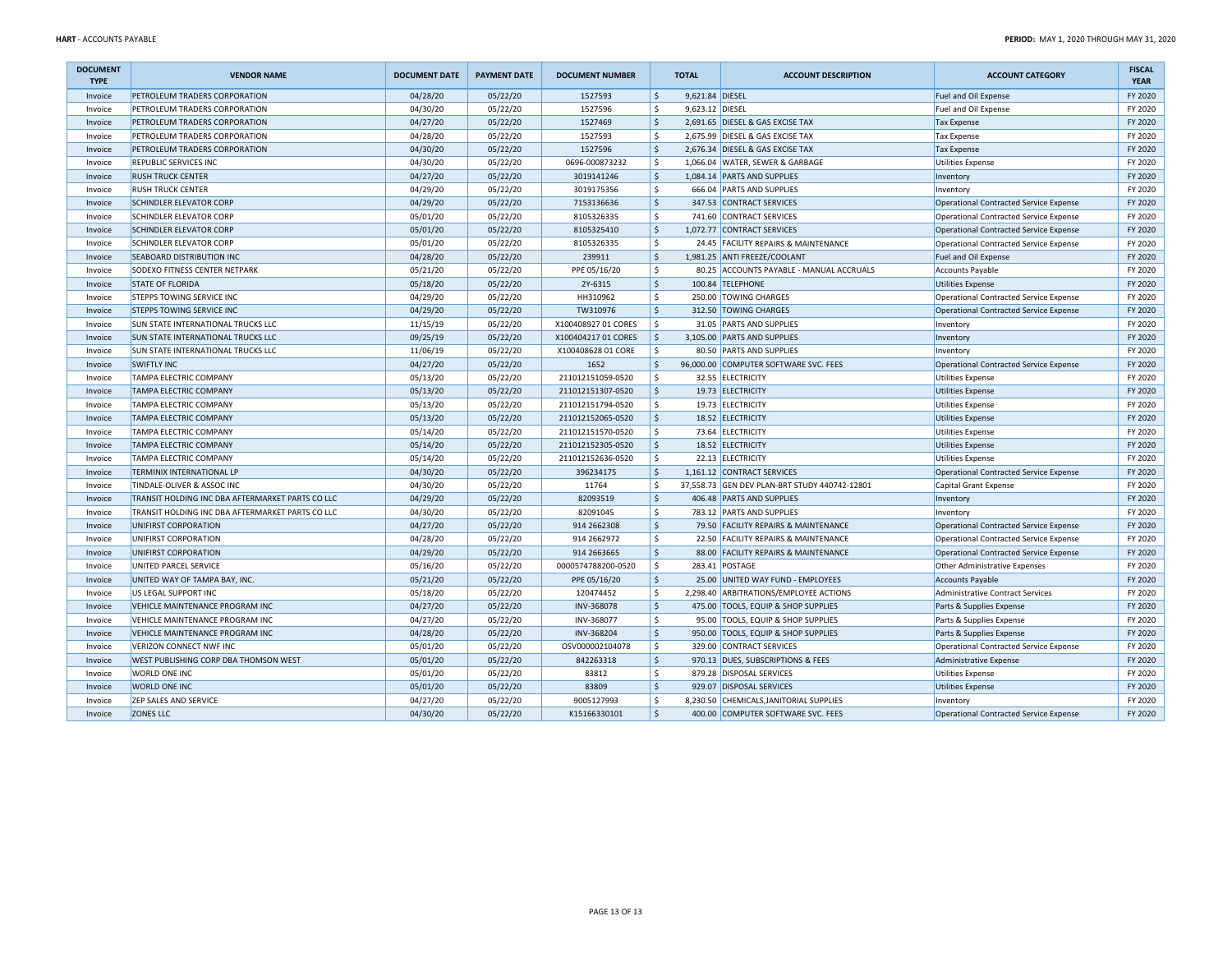| DOCUMENT TYPE | VENDOR NAME | DOCUMENT DATE | PAYMENT DATE | DOCUMENT NUMBER | TOTAL | ACCOUNT DESCRIPTION | ACCOUNT CATEGORY | FISCAL YEAR |
|---|---|---|---|---|---|---|---|---|
| Invoice | PETROLEUM TRADERS CORPORATION | 04/28/20 | 05/22/20 | 1527593 | $ 9,621.84 | DIESEL | Fuel and Oil Expense | FY 2020 |
| Invoice | PETROLEUM TRADERS CORPORATION | 04/30/20 | 05/22/20 | 1527596 | $ 9,623.12 | DIESEL | Fuel and Oil Expense | FY 2020 |
| Invoice | PETROLEUM TRADERS CORPORATION | 04/27/20 | 05/22/20 | 1527469 | $ 2,691.65 | DIESEL & GAS EXCISE TAX | Tax Expense | FY 2020 |
| Invoice | PETROLEUM TRADERS CORPORATION | 04/28/20 | 05/22/20 | 1527593 | $ 2,675.99 | DIESEL & GAS EXCISE TAX | Tax Expense | FY 2020 |
| Invoice | PETROLEUM TRADERS CORPORATION | 04/30/20 | 05/22/20 | 1527596 | $ 2,676.34 | DIESEL & GAS EXCISE TAX | Tax Expense | FY 2020 |
| Invoice | REPUBLIC SERVICES INC | 04/30/20 | 05/22/20 | 0696-000873232 | $ 1,066.04 | WATER, SEWER & GARBAGE | Utilities Expense | FY 2020 |
| Invoice | RUSH TRUCK CENTER | 04/27/20 | 05/22/20 | 3019141246 | $ 1,084.14 | PARTS AND SUPPLIES | Inventory | FY 2020 |
| Invoice | RUSH TRUCK CENTER | 04/29/20 | 05/22/20 | 3019175356 | $ 666.04 | PARTS AND SUPPLIES | Inventory | FY 2020 |
| Invoice | SCHINDLER ELEVATOR CORP | 04/29/20 | 05/22/20 | 7153136636 | $ 347.53 | CONTRACT SERVICES | Operational Contracted Service Expense | FY 2020 |
| Invoice | SCHINDLER ELEVATOR CORP | 05/01/20 | 05/22/20 | 8105326335 | $ 741.60 | CONTRACT SERVICES | Operational Contracted Service Expense | FY 2020 |
| Invoice | SCHINDLER ELEVATOR CORP | 05/01/20 | 05/22/20 | 8105325410 | $ 1,072.77 | CONTRACT SERVICES | Operational Contracted Service Expense | FY 2020 |
| Invoice | SCHINDLER ELEVATOR CORP | 05/01/20 | 05/22/20 | 8105326335 | $ 24.45 | FACILITY REPAIRS & MAINTENANCE | Operational Contracted Service Expense | FY 2020 |
| Invoice | SEABOARD DISTRIBUTION INC | 04/28/20 | 05/22/20 | 239911 | $ 1,981.25 | ANTI FREEZE/COOLANT | Fuel and Oil Expense | FY 2020 |
| Invoice | SODEXO FITNESS CENTER NETPARK | 05/21/20 | 05/22/20 | PPE 05/16/20 | $ 80.25 | ACCOUNTS PAYABLE - MANUAL ACCRUALS | Accounts Payable | FY 2020 |
| Invoice | STATE OF FLORIDA | 05/18/20 | 05/22/20 | 2Y-6315 | $ 100.84 | TELEPHONE | Utilities Expense | FY 2020 |
| Invoice | STEPPS TOWING SERVICE INC | 04/29/20 | 05/22/20 | HH310962 | $ 250.00 | TOWING CHARGES | Operational Contracted Service Expense | FY 2020 |
| Invoice | STEPPS TOWING SERVICE INC | 04/29/20 | 05/22/20 | TW310976 | $ 312.50 | TOWING CHARGES | Operational Contracted Service Expense | FY 2020 |
| Invoice | SUN STATE INTERNATIONAL TRUCKS LLC | 11/15/19 | 05/22/20 | X100408927 01 CORES | $ 31.05 | PARTS AND SUPPLIES | Inventory | FY 2020 |
| Invoice | SUN STATE INTERNATIONAL TRUCKS LLC | 09/25/19 | 05/22/20 | X100404217 01 CORES | $ 3,105.00 | PARTS AND SUPPLIES | Inventory | FY 2020 |
| Invoice | SUN STATE INTERNATIONAL TRUCKS LLC | 11/06/19 | 05/22/20 | X100408628 01 CORE | $ 80.50 | PARTS AND SUPPLIES | Inventory | FY 2020 |
| Invoice | SWIFTLY INC | 04/27/20 | 05/22/20 | 1652 | $ 96,000.00 | COMPUTER SOFTWARE SVC. FEES | Operational Contracted Service Expense | FY 2020 |
| Invoice | TAMPA ELECTRIC COMPANY | 05/13/20 | 05/22/20 | 211012151059-0520 | $ 32.55 | ELECTRICITY | Utilities Expense | FY 2020 |
| Invoice | TAMPA ELECTRIC COMPANY | 05/13/20 | 05/22/20 | 211012151307-0520 | $ 19.73 | ELECTRICITY | Utilities Expense | FY 2020 |
| Invoice | TAMPA ELECTRIC COMPANY | 05/13/20 | 05/22/20 | 211012151794-0520 | $ 19.73 | ELECTRICITY | Utilities Expense | FY 2020 |
| Invoice | TAMPA ELECTRIC COMPANY | 05/13/20 | 05/22/20 | 211012152065-0520 | $ 18.52 | ELECTRICITY | Utilities Expense | FY 2020 |
| Invoice | TAMPA ELECTRIC COMPANY | 05/14/20 | 05/22/20 | 211012151570-0520 | $ 73.64 | ELECTRICITY | Utilities Expense | FY 2020 |
| Invoice | TAMPA ELECTRIC COMPANY | 05/14/20 | 05/22/20 | 211012152305-0520 | $ 18.52 | ELECTRICITY | Utilities Expense | FY 2020 |
| Invoice | TAMPA ELECTRIC COMPANY | 05/14/20 | 05/22/20 | 211012152636-0520 | $ 22.13 | ELECTRICITY | Utilities Expense | FY 2020 |
| Invoice | TERMINIX INTERNATIONAL LP | 04/30/20 | 05/22/20 | 396234175 | $ 1,161.12 | CONTRACT SERVICES | Operational Contracted Service Expense | FY 2020 |
| Invoice | TINDALE-OLIVER & ASSOC INC | 04/30/20 | 05/22/20 | 11764 | $ 37,558.73 | GEN DEV PLAN-BRT STUDY 440742-12801 | Capital Grant Expense | FY 2020 |
| Invoice | TRANSIT HOLDING INC DBA AFTERMARKET PARTS CO LLC | 04/29/20 | 05/22/20 | 82093519 | $ 406.48 | PARTS AND SUPPLIES | Inventory | FY 2020 |
| Invoice | TRANSIT HOLDING INC DBA AFTERMARKET PARTS CO LLC | 04/30/20 | 05/22/20 | 82091045 | $ 783.12 | PARTS AND SUPPLIES | Inventory | FY 2020 |
| Invoice | UNIFIRST CORPORATION | 04/27/20 | 05/22/20 | 914 2662308 | $ 79.50 | FACILITY REPAIRS & MAINTENANCE | Operational Contracted Service Expense | FY 2020 |
| Invoice | UNIFIRST CORPORATION | 04/28/20 | 05/22/20 | 914 2662972 | $ 22.50 | FACILITY REPAIRS & MAINTENANCE | Operational Contracted Service Expense | FY 2020 |
| Invoice | UNIFIRST CORPORATION | 04/29/20 | 05/22/20 | 914 2663665 | $ 88.00 | FACILITY REPAIRS & MAINTENANCE | Operational Contracted Service Expense | FY 2020 |
| Invoice | UNITED PARCEL SERVICE | 05/16/20 | 05/22/20 | 0000574788200-0520 | $ 283.41 | POSTAGE | Other Administrative Expenses | FY 2020 |
| Invoice | UNITED WAY OF TAMPA BAY, INC. | 05/21/20 | 05/22/20 | PPE 05/16/20 | $ 25.00 | UNITED WAY FUND - EMPLOYEES | Accounts Payable | FY 2020 |
| Invoice | US LEGAL SUPPORT INC | 05/18/20 | 05/22/20 | 120474452 | $ 2,298.40 | ARBITRATIONS/EMPLOYEE ACTIONS | Administrative Contract Services | FY 2020 |
| Invoice | VEHICLE MAINTENANCE PROGRAM INC | 04/27/20 | 05/22/20 | INV-368078 | $ 475.00 | TOOLS, EQUIP & SHOP SUPPLIES | Parts & Supplies Expense | FY 2020 |
| Invoice | VEHICLE MAINTENANCE PROGRAM INC | 04/27/20 | 05/22/20 | INV-368077 | $ 95.00 | TOOLS, EQUIP & SHOP SUPPLIES | Parts & Supplies Expense | FY 2020 |
| Invoice | VEHICLE MAINTENANCE PROGRAM INC | 04/28/20 | 05/22/20 | INV-368204 | $ 950.00 | TOOLS, EQUIP & SHOP SUPPLIES | Parts & Supplies Expense | FY 2020 |
| Invoice | VERIZON CONNECT NWF INC | 05/01/20 | 05/22/20 | OSV000002104078 | $ 329.00 | CONTRACT SERVICES | Operational Contracted Service Expense | FY 2020 |
| Invoice | WEST PUBLISHING CORP DBA THOMSON WEST | 05/01/20 | 05/22/20 | 842263318 | $ 970.13 | DUES, SUBSCRIPTIONS & FEES | Administrative Expense | FY 2020 |
| Invoice | WORLD ONE INC | 05/01/20 | 05/22/20 | 83812 | $ 879.28 | DISPOSAL SERVICES | Utilities Expense | FY 2020 |
| Invoice | WORLD ONE INC | 05/01/20 | 05/22/20 | 83809 | $ 929.07 | DISPOSAL SERVICES | Utilities Expense | FY 2020 |
| Invoice | ZEP SALES AND SERVICE | 04/27/20 | 05/22/20 | 9005127993 | $ 8,230.50 | CHEMICALS,JANITORIAL SUPPLIES | Inventory | FY 2020 |
| Invoice | ZONES LLC | 04/30/20 | 05/22/20 | K15166330101 | $ 400.00 | COMPUTER SOFTWARE SVC. FEES | Operational Contracted Service Expense | FY 2020 |